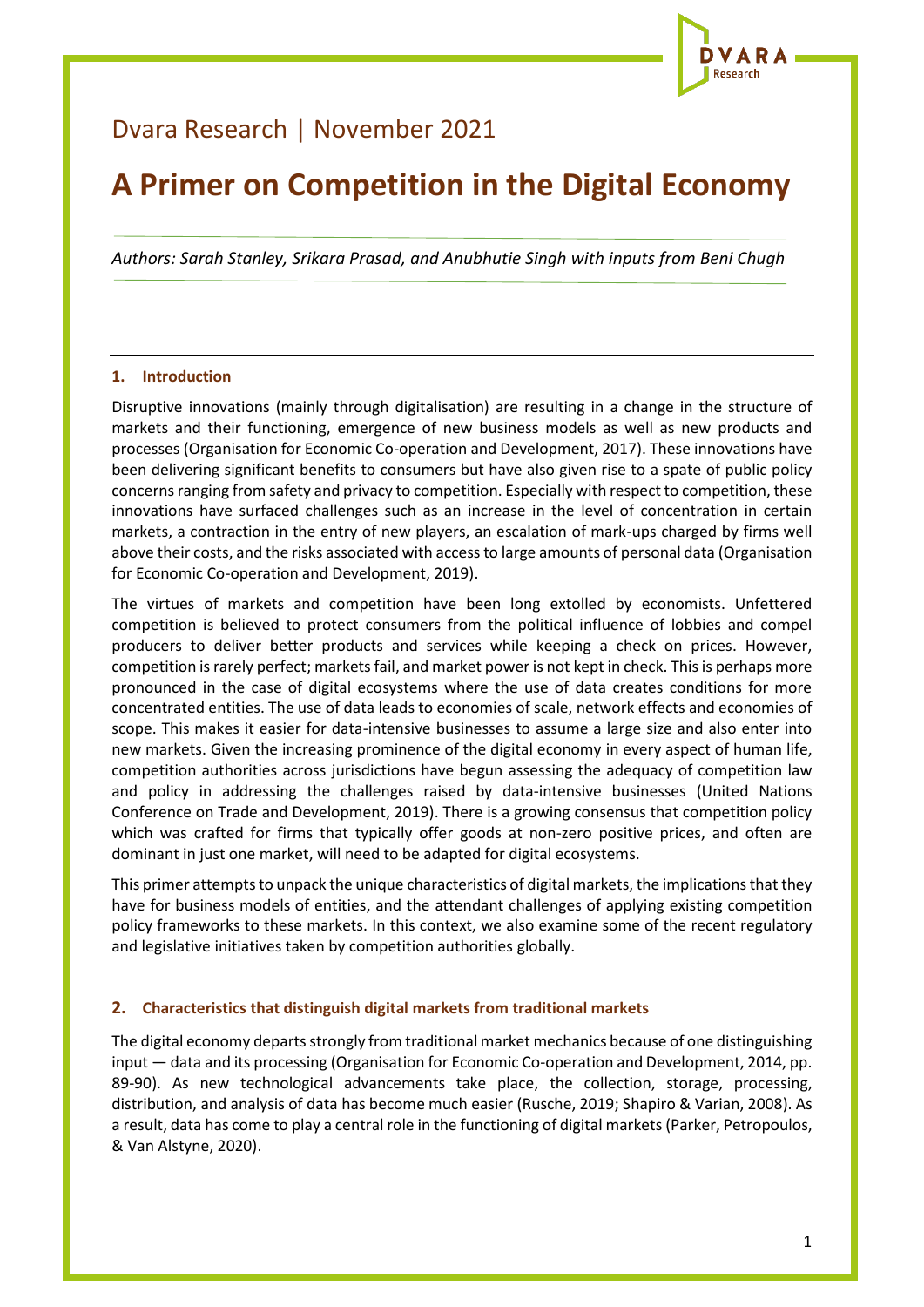Dvara Research | November 2021

# A Primer on Competition in the Digital Economy

*Authors: Sarah Stanley, Srikara Prasad, and Anubhutie Singh with inputs from Beni Chugh*

## 1. Introduction

Disruptive innovations (mainly through digitalisation) are resulting in a change in the structure of markets and their functioning, emergence of new business models as well as new products and processes (Organisation for Economic Co-operation and Development, 2017). These innovations have been delivering significant benefits to consumers but have also given rise to a spate of public policy concerns ranging from safety and privacy to competition. Especially with respect to competition, these innovations have surfaced challenges such as an increase in the level of concentration in certain markets, a contraction in the entry of new players, an escalation of mark-ups charged by firms well above their costs, and the risks associated with access to large amounts of personal data (Organisation for Economic Co-operation and Development, 2019).

The virtues of markets and competition have been long extolled by economists. Unfettered competition is believed to protect consumers from the political influence of lobbies and compel producers to deliver better products and services while keeping a check on prices. However, competition is rarely perfect; markets fail, and market power is not kept in check. This is perhaps more pronounced in the case of digital ecosystems where the use of data creates conditions for more concentrated entities. The use of data leads to economies of scale, network effects and economies of scope. This makes it easier for data-intensive businesses to assume a large size and also enter into new markets. Given the increasing prominence of the digital economy in every aspect of human life, competition authorities across jurisdictions have begun assessing the adequacy of competition law and policy in addressing the challenges raised by data-intensive businesses (United Nations Conference on Trade and Development, 2019). There is a growing consensus that competition policy which was crafted for firms that typically offer goods at non-zero positive prices, and often are dominant in just one market, will need to be adapted for digital ecosystems.

This primer attempts to unpack the unique characteristics of digital markets, the implications that they have for business models of entities, and the attendant challenges of applying existing competition policy frameworks to these markets. In this context, we also examine some of the recent regulatory and legislative initiatives taken by competition authorities globally.

## 2. Characteristics that distinguish digital markets from traditional markets

The digital economy departs strongly from traditional market mechanics because of one distinguishing input — data and its processing (Organisation for Economic Co-operation and Development, 2014, pp. 89-90). As new technological advancements take place, the collection, storage, processing, distribution, and analysis of data has become much easier (Rusche, 2019; Shapiro & Varian, 2008). As a result, data has come to play a central role in the functioning of digital markets (Parker, Petropoulos, & Van Alstyne, 2020).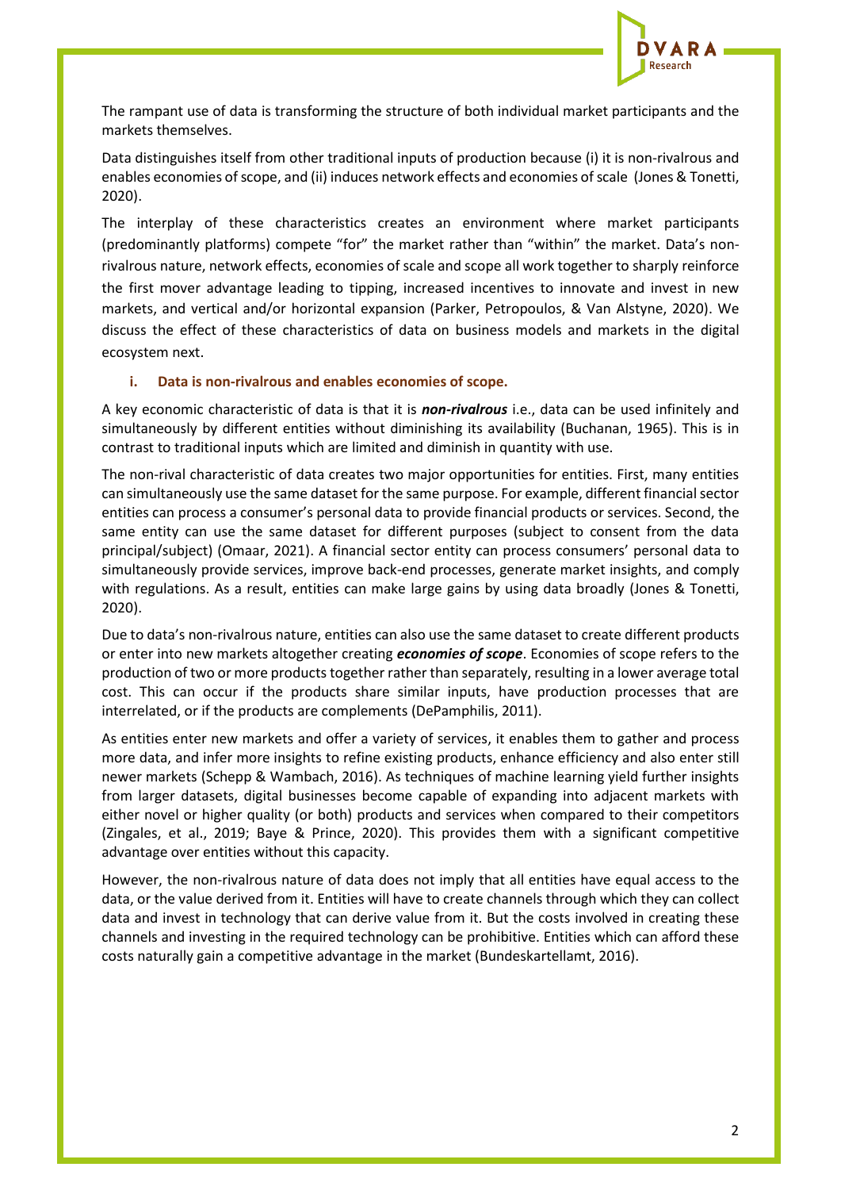The rampant use of data is transforming the structure of both individual market participants and the markets themselves.

Data distinguishes itself from other traditional inputs of production because (i) it is non-rivalrous and enables economies of scope, and (ii) induces network effects and economies of scale (Jones & Tonetti, 2020).

The interplay of these characteristics creates an environment where market participants (predominantly platforms) compete "for" the market rather than "within" the market. Data's non-rivalrous nature, network effects, economies of scale and scope all work together to sharply reinforce the first mover advantage leading to tipping, increased incentives to innovate and invest in new markets, and vertical and/or horizontal expansion (Parker, Petropoulos, & Van Alstyne, 2020). We discuss the effect of these characteristics of data on business models and markets in the digital ecosystem next.

#### i. Data is non-rivalrous and enables economies of scope.

A key economic characteristic of data is that it is ***non-rivalrous*** i.e., data can be used infinitely and simultaneously by different entities without diminishing its availability (Buchanan, 1965). This is in contrast to traditional inputs which are limited and diminish in quantity with use.

The non-rival characteristic of data creates two major opportunities for entities. First, many entities can simultaneously use the same dataset for the same purpose. For example, different financial sector entities can process a consumer's personal data to provide financial products or services. Second, the same entity can use the same dataset for different purposes (subject to consent from the data principal/subject) (Omaar, 2021). A financial sector entity can process consumers' personal data to simultaneously provide services, improve back-end processes, generate market insights, and comply with regulations. As a result, entities can make large gains by using data broadly (Jones & Tonetti, 2020).

Due to data's non-rivalrous nature, entities can also use the same dataset to create different products or enter into new markets altogether creating ***economies of scope***. Economies of scope refers to the production of two or more products together rather than separately, resulting in a lower average total cost. This can occur if the products share similar inputs, have production processes that are interrelated, or if the products are complements (DePamphilis, 2011).

As entities enter new markets and offer a variety of services, it enables them to gather and process more data, and infer more insights to refine existing products, enhance efficiency and also enter still newer markets (Schepp & Wambach, 2016). As techniques of machine learning yield further insights from larger datasets, digital businesses become capable of expanding into adjacent markets with either novel or higher quality (or both) products and services when compared to their competitors (Zingales, et al., 2019; Baye & Prince, 2020). This provides them with a significant competitive advantage over entities without this capacity.

However, the non-rivalrous nature of data does not imply that all entities have equal access to the data, or the value derived from it. Entities will have to create channels through which they can collect data and invest in technology that can derive value from it. But the costs involved in creating these channels and investing in the required technology can be prohibitive. Entities which can afford these costs naturally gain a competitive advantage in the market (Bundeskartellamt, 2016).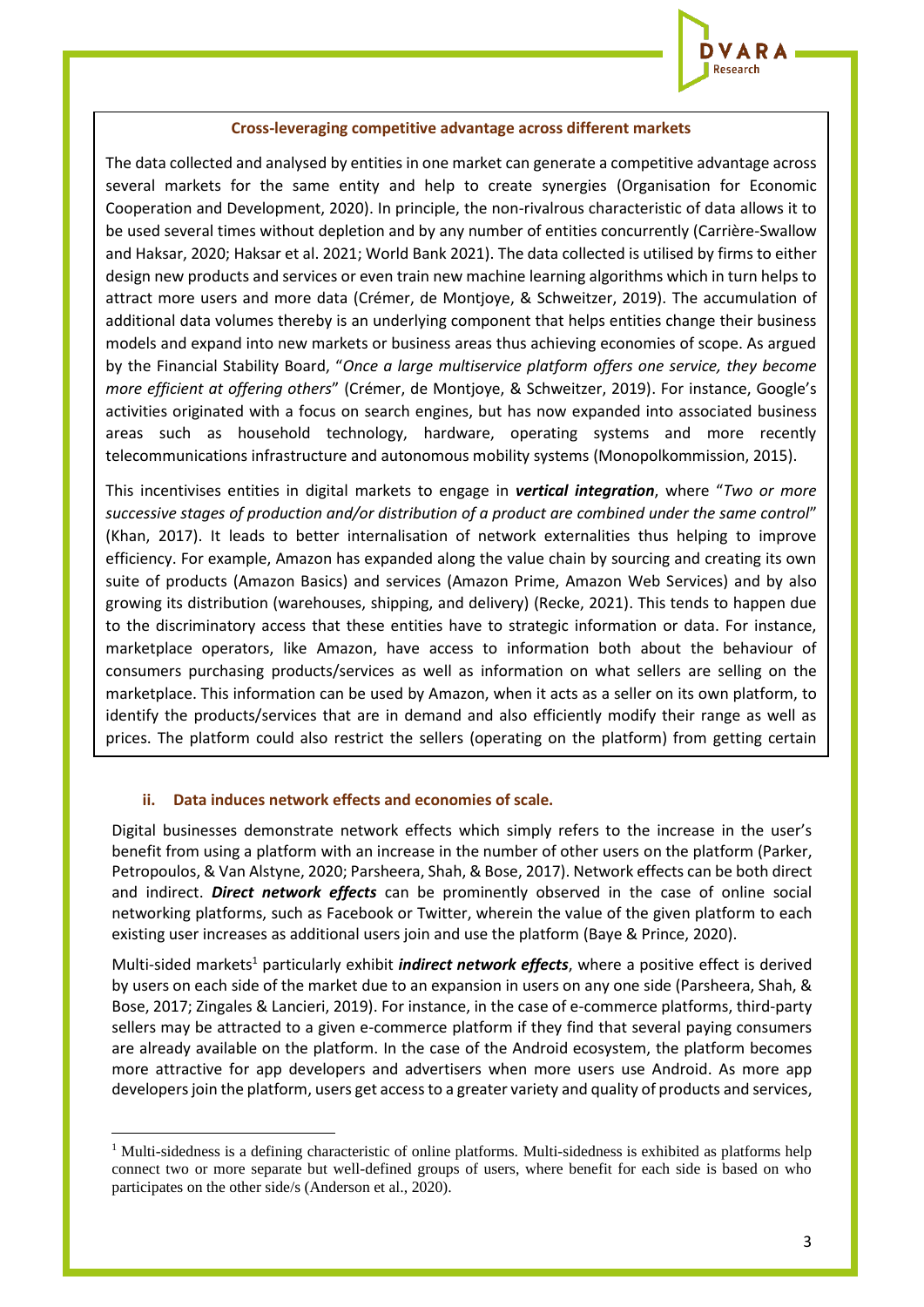**Cross-leveraging competitive advantage across different markets**

The data collected and analysed by entities in one market can generate a competitive advantage across several markets for the same entity and help to create synergies (Organisation for Economic Cooperation and Development, 2020). In principle, the non-rivalrous characteristic of data allows it to be used several times without depletion and by any number of entities concurrently (Carrière-Swallow and Haksar, 2020; Haksar et al. 2021; World Bank 2021). The data collected is utilised by firms to either design new products and services or even train new machine learning algorithms which in turn helps to attract more users and more data (Crémer, de Montjoye, & Schweitzer, 2019). The accumulation of additional data volumes thereby is an underlying component that helps entities change their business models and expand into new markets or business areas thus achieving economies of scope. As argued by the Financial Stability Board, "*Once a large multiservice platform offers one service, they become more efficient at offering others*" (Crémer, de Montjoye, & Schweitzer, 2019). For instance, Google's activities originated with a focus on search engines, but has now expanded into associated business areas such as household technology, hardware, operating systems and more recently telecommunications infrastructure and autonomous mobility systems (Monopolkommission, 2015).

This incentivises entities in digital markets to engage in ***vertical integration***, where "*Two or more successive stages of production and/or distribution of a product are combined under the same control*" (Khan, 2017). It leads to better internalisation of network externalities thus helping to improve efficiency. For example, Amazon has expanded along the value chain by sourcing and creating its own suite of products (Amazon Basics) and services (Amazon Prime, Amazon Web Services) and by also growing its distribution (warehouses, shipping, and delivery) (Recke, 2021). This tends to happen due to the discriminatory access that these entities have to strategic information or data. For instance, marketplace operators, like Amazon, have access to information both about the behaviour of consumers purchasing products/services as well as information on what sellers are selling on the marketplace. This information can be used by Amazon, when it acts as a seller on its own platform, to identify the products/services that are in demand and also efficiently modify their range as well as prices. The platform could also restrict the sellers (operating on the platform) from getting certain

### ii. Data induces network effects and economies of scale.

Digital businesses demonstrate network effects which simply refers to the increase in the user's benefit from using a platform with an increase in the number of other users on the platform (Parker, Petropoulos, & Van Alstyne, 2020; Parsheera, Shah, & Bose, 2017). Network effects can be both direct and indirect. ***Direct network effects*** can be prominently observed in the case of online social networking platforms, such as Facebook or Twitter, wherein the value of the given platform to each existing user increases as additional users join and use the platform (Baye & Prince, 2020).

Multi-sided markets[1] particularly exhibit ***indirect network effects***, where a positive effect is derived by users on each side of the market due to an expansion in users on any one side (Parsheera, Shah, & Bose, 2017; Zingales & Lancieri, 2019). For instance, in the case of e-commerce platforms, third-party sellers may be attracted to a given e-commerce platform if they find that several paying consumers are already available on the platform. In the case of the Android ecosystem, the platform becomes more attractive for app developers and advertisers when more users use Android. As more app developers join the platform, users get access to a greater variety and quality of products and services,

[1] Multi-sidedness is a defining characteristic of online platforms. Multi-sidedness is exhibited as platforms help connect two or more separate but well-defined groups of users, where benefit for each side is based on who participates on the other side/s (Anderson et al., 2020).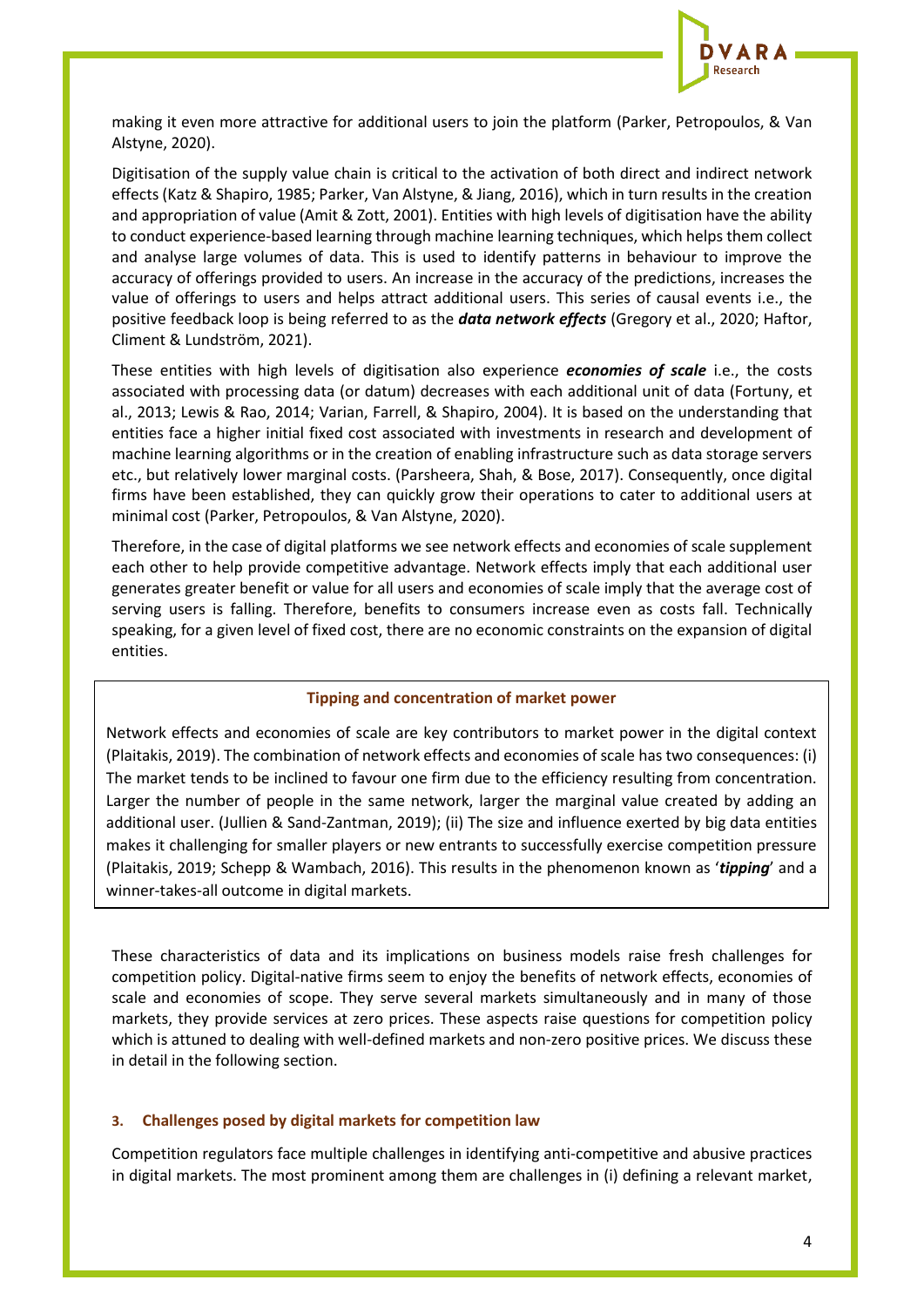making it even more attractive for additional users to join the platform (Parker, Petropoulos, & Van Alstyne, 2020).

Digitisation of the supply value chain is critical to the activation of both direct and indirect network effects (Katz & Shapiro, 1985; Parker, Van Alstyne, & Jiang, 2016), which in turn results in the creation and appropriation of value (Amit & Zott, 2001). Entities with high levels of digitisation have the ability to conduct experience-based learning through machine learning techniques, which helps them collect and analyse large volumes of data. This is used to identify patterns in behaviour to improve the accuracy of offerings provided to users. An increase in the accuracy of the predictions, increases the value of offerings to users and helps attract additional users. This series of causal events i.e., the positive feedback loop is being referred to as the ***data network effects*** (Gregory et al., 2020; Haftor, Climent & Lundström, 2021).

These entities with high levels of digitisation also experience ***economies of scale*** i.e., the costs associated with processing data (or datum) decreases with each additional unit of data (Fortuny, et al., 2013; Lewis & Rao, 2014; Varian, Farrell, & Shapiro, 2004). It is based on the understanding that entities face a higher initial fixed cost associated with investments in research and development of machine learning algorithms or in the creation of enabling infrastructure such as data storage servers etc., but relatively lower marginal costs. (Parsheera, Shah, & Bose, 2017). Consequently, once digital firms have been established, they can quickly grow their operations to cater to additional users at minimal cost (Parker, Petropoulos, & Van Alstyne, 2020).

Therefore, in the case of digital platforms we see network effects and economies of scale supplement each other to help provide competitive advantage. Network effects imply that each additional user generates greater benefit or value for all users and economies of scale imply that the average cost of serving users is falling. Therefore, benefits to consumers increase even as costs fall. Technically speaking, for a given level of fixed cost, there are no economic constraints on the expansion of digital entities.

**Tipping and concentration of market power**

Network effects and economies of scale are key contributors to market power in the digital context (Plaitakis, 2019). The combination of network effects and economies of scale has two consequences: (i) The market tends to be inclined to favour one firm due to the efficiency resulting from concentration. Larger the number of people in the same network, larger the marginal value created by adding an additional user. (Jullien & Sand-Zantman, 2019); (ii) The size and influence exerted by big data entities makes it challenging for smaller players or new entrants to successfully exercise competition pressure (Plaitakis, 2019; Schepp & Wambach, 2016). This results in the phenomenon known as '***tipping***' and a winner-takes-all outcome in digital markets.

These characteristics of data and its implications on business models raise fresh challenges for competition policy. Digital-native firms seem to enjoy the benefits of network effects, economies of scale and economies of scope. They serve several markets simultaneously and in many of those markets, they provide services at zero prices. These aspects raise questions for competition policy which is attuned to dealing with well-defined markets and non-zero positive prices. We discuss these in detail in the following section.

## 3. Challenges posed by digital markets for competition law

Competition regulators face multiple challenges in identifying anti-competitive and abusive practices in digital markets. The most prominent among them are challenges in (i) defining a relevant market,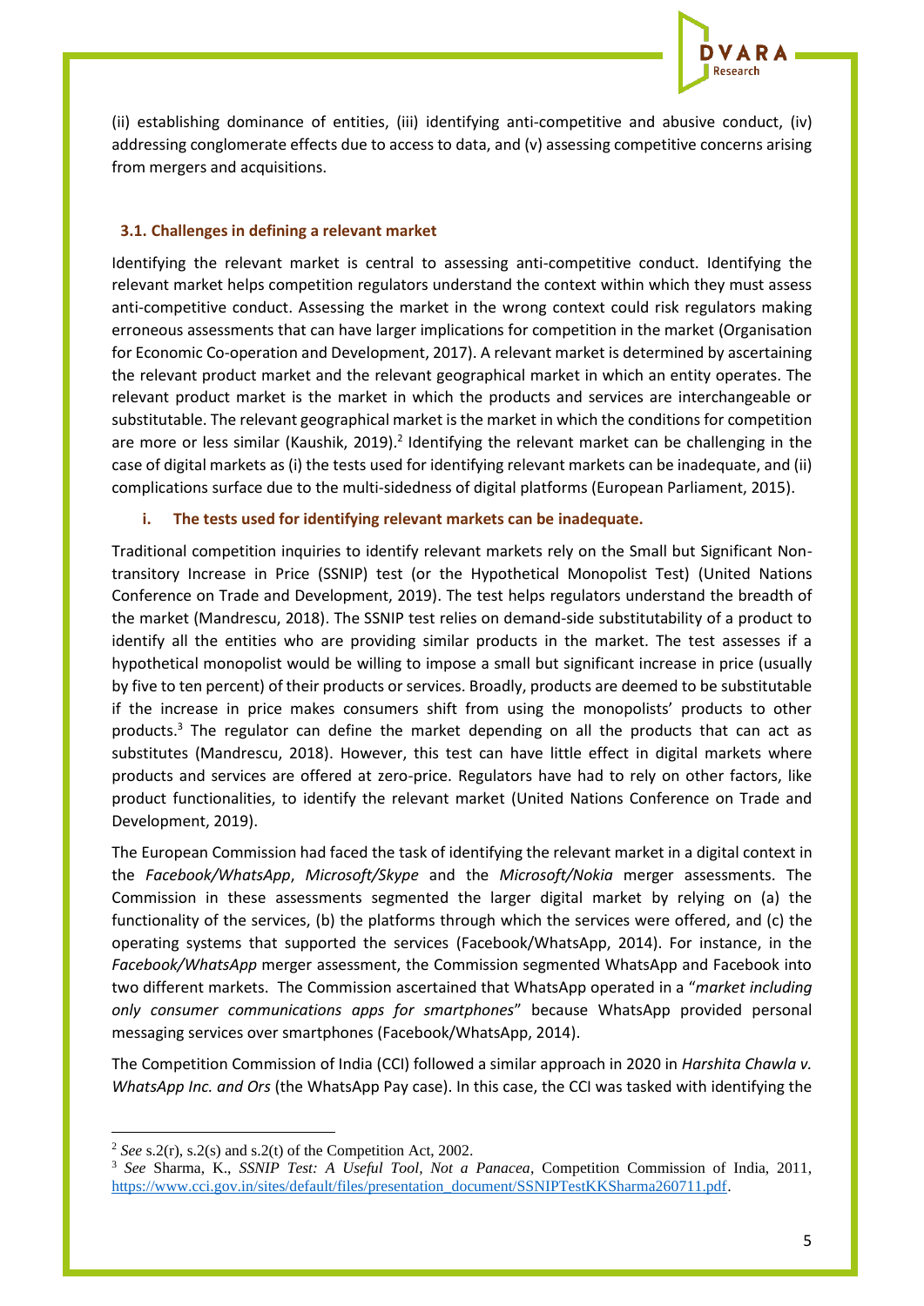(ii) establishing dominance of entities, (iii) identifying anti-competitive and abusive conduct, (iv) addressing conglomerate effects due to access to data, and (v) assessing competitive concerns arising from mergers and acquisitions.

### 3.1. Challenges in defining a relevant market

Identifying the relevant market is central to assessing anti-competitive conduct. Identifying the relevant market helps competition regulators understand the context within which they must assess anti-competitive conduct. Assessing the market in the wrong context could risk regulators making erroneous assessments that can have larger implications for competition in the market (Organisation for Economic Co-operation and Development, 2017). A relevant market is determined by ascertaining the relevant product market and the relevant geographical market in which an entity operates. The relevant product market is the market in which the products and services are interchangeable or substitutable. The relevant geographical market is the market in which the conditions for competition are more or less similar (Kaushik, 2019).[2] Identifying the relevant market can be challenging in the case of digital markets as (i) the tests used for identifying relevant markets can be inadequate, and (ii) complications surface due to the multi-sidedness of digital platforms (European Parliament, 2015).

#### i. The tests used for identifying relevant markets can be inadequate.

Traditional competition inquiries to identify relevant markets rely on the Small but Significant Non-transitory Increase in Price (SSNIP) test (or the Hypothetical Monopolist Test) (United Nations Conference on Trade and Development, 2019). The test helps regulators understand the breadth of the market (Mandrescu, 2018). The SSNIP test relies on demand-side substitutability of a product to identify all the entities who are providing similar products in the market. The test assesses if a hypothetical monopolist would be willing to impose a small but significant increase in price (usually by five to ten percent) of their products or services. Broadly, products are deemed to be substitutable if the increase in price makes consumers shift from using the monopolists' products to other products.[3] The regulator can define the market depending on all the products that can act as substitutes (Mandrescu, 2018). However, this test can have little effect in digital markets where products and services are offered at zero-price. Regulators have had to rely on other factors, like product functionalities, to identify the relevant market (United Nations Conference on Trade and Development, 2019).

The European Commission had faced the task of identifying the relevant market in a digital context in the *Facebook/WhatsApp*, *Microsoft/Skype* and the *Microsoft/Nokia* merger assessments. The Commission in these assessments segmented the larger digital market by relying on (a) the functionality of the services, (b) the platforms through which the services were offered, and (c) the operating systems that supported the services (Facebook/WhatsApp, 2014). For instance, in the *Facebook/WhatsApp* merger assessment, the Commission segmented WhatsApp and Facebook into two different markets. The Commission ascertained that WhatsApp operated in a "*market including only consumer communications apps for smartphones*" because WhatsApp provided personal messaging services over smartphones (Facebook/WhatsApp, 2014).

The Competition Commission of India (CCI) followed a similar approach in 2020 in *Harshita Chawla v. WhatsApp Inc. and Ors* (the WhatsApp Pay case). In this case, the CCI was tasked with identifying the

---

[2] *See* s.2(r), s.2(s) and s.2(t) of the Competition Act, 2002.

[3] *See* Sharma, K., *SSNIP Test: A Useful Tool, Not a Panacea*, Competition Commission of India, 2011, https://www.cci.gov.in/sites/default/files/presentation_document/SSNIPTestKKSharma260711.pdf.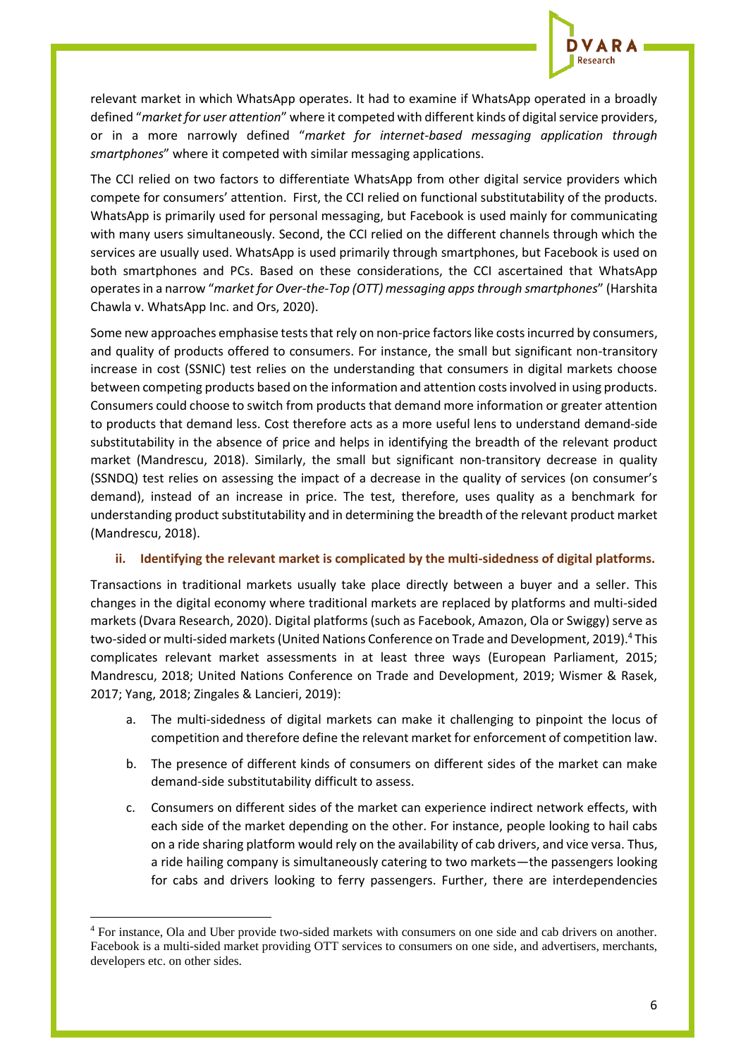relevant market in which WhatsApp operates. It had to examine if WhatsApp operated in a broadly defined "*market for user attention*" where it competed with different kinds of digital service providers, or in a more narrowly defined "*market for internet-based messaging application through smartphones*" where it competed with similar messaging applications.

The CCI relied on two factors to differentiate WhatsApp from other digital service providers which compete for consumers' attention. First, the CCI relied on functional substitutability of the products. WhatsApp is primarily used for personal messaging, but Facebook is used mainly for communicating with many users simultaneously. Second, the CCI relied on the different channels through which the services are usually used. WhatsApp is used primarily through smartphones, but Facebook is used on both smartphones and PCs. Based on these considerations, the CCI ascertained that WhatsApp operates in a narrow "*market for Over-the-Top (OTT) messaging apps through smartphones*" (Harshita Chawla v. WhatsApp Inc. and Ors, 2020).

Some new approaches emphasise tests that rely on non-price factors like costs incurred by consumers, and quality of products offered to consumers. For instance, the small but significant non-transitory increase in cost (SSNIC) test relies on the understanding that consumers in digital markets choose between competing products based on the information and attention costs involved in using products. Consumers could choose to switch from products that demand more information or greater attention to products that demand less. Cost therefore acts as a more useful lens to understand demand-side substitutability in the absence of price and helps in identifying the breadth of the relevant product market (Mandrescu, 2018). Similarly, the small but significant non-transitory decrease in quality (SSNDQ) test relies on assessing the impact of a decrease in the quality of services (on consumer's demand), instead of an increase in price. The test, therefore, uses quality as a benchmark for understanding product substitutability and in determining the breadth of the relevant product market (Mandrescu, 2018).

#### ii. Identifying the relevant market is complicated by the multi-sidedness of digital platforms.

Transactions in traditional markets usually take place directly between a buyer and a seller. This changes in the digital economy where traditional markets are replaced by platforms and multi-sided markets (Dvara Research, 2020). Digital platforms (such as Facebook, Amazon, Ola or Swiggy) serve as two-sided or multi-sided markets (United Nations Conference on Trade and Development, 2019).[4] This complicates relevant market assessments in at least three ways (European Parliament, 2015; Mandrescu, 2018; United Nations Conference on Trade and Development, 2019; Wismer & Rasek, 2017; Yang, 2018; Zingales & Lancieri, 2019):

a. The multi-sidedness of digital markets can make it challenging to pinpoint the locus of competition and therefore define the relevant market for enforcement of competition law.

b. The presence of different kinds of consumers on different sides of the market can make demand-side substitutability difficult to assess.

c. Consumers on different sides of the market can experience indirect network effects, with each side of the market depending on the other. For instance, people looking to hail cabs on a ride sharing platform would rely on the availability of cab drivers, and vice versa. Thus, a ride hailing company is simultaneously catering to two markets—the passengers looking for cabs and drivers looking to ferry passengers. Further, there are interdependencies

---

[4] For instance, Ola and Uber provide two-sided markets with consumers on one side and cab drivers on another. Facebook is a multi-sided market providing OTT services to consumers on one side, and advertisers, merchants, developers etc. on other sides.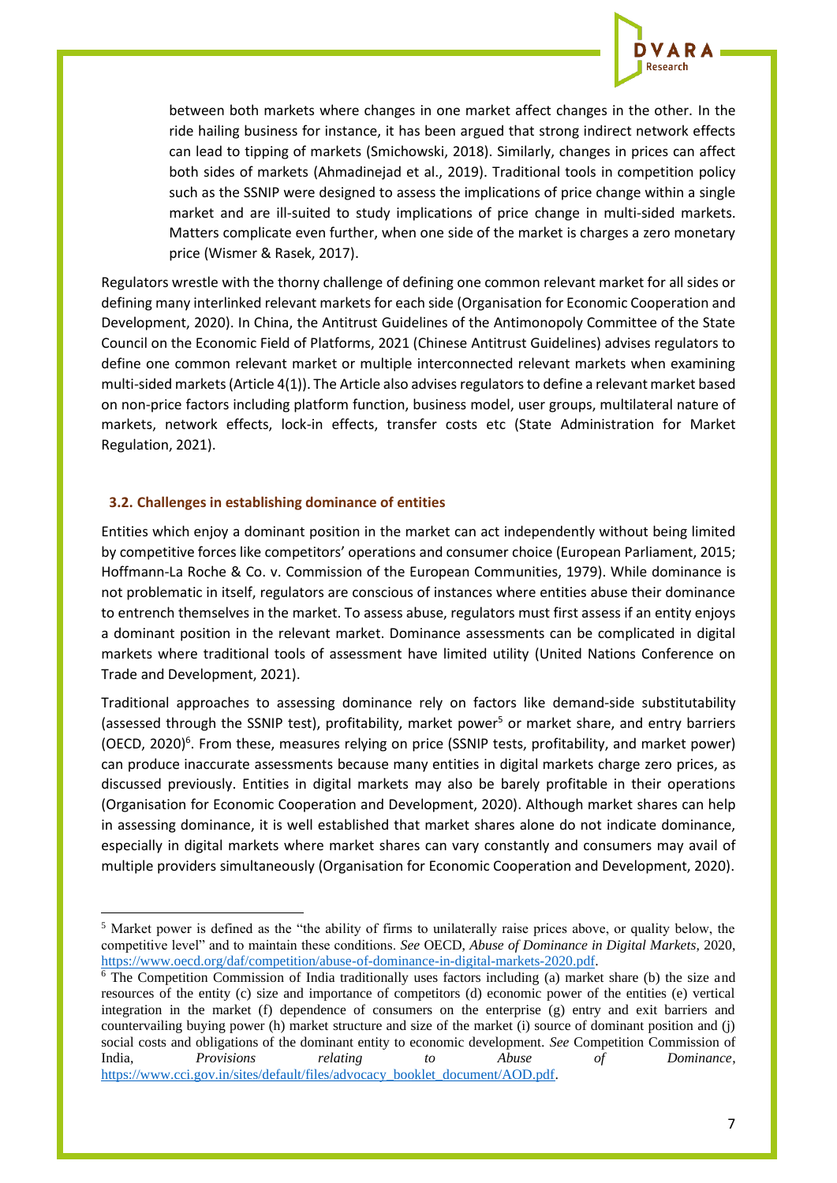between both markets where changes in one market affect changes in the other. In the ride hailing business for instance, it has been argued that strong indirect network effects can lead to tipping of markets (Smichowski, 2018). Similarly, changes in prices can affect both sides of markets (Ahmadinejad et al., 2019). Traditional tools in competition policy such as the SSNIP were designed to assess the implications of price change within a single market and are ill-suited to study implications of price change in multi-sided markets. Matters complicate even further, when one side of the market is charges a zero monetary price (Wismer & Rasek, 2017).

Regulators wrestle with the thorny challenge of defining one common relevant market for all sides or defining many interlinked relevant markets for each side (Organisation for Economic Cooperation and Development, 2020). In China, the Antitrust Guidelines of the Antimonopoly Committee of the State Council on the Economic Field of Platforms, 2021 (Chinese Antitrust Guidelines) advises regulators to define one common relevant market or multiple interconnected relevant markets when examining multi-sided markets (Article 4(1)). The Article also advises regulators to define a relevant market based on non-price factors including platform function, business model, user groups, multilateral nature of markets, network effects, lock-in effects, transfer costs etc (State Administration for Market Regulation, 2021).

### 3.2. Challenges in establishing dominance of entities

Entities which enjoy a dominant position in the market can act independently without being limited by competitive forces like competitors' operations and consumer choice (European Parliament, 2015; Hoffmann-La Roche & Co. v. Commission of the European Communities, 1979). While dominance is not problematic in itself, regulators are conscious of instances where entities abuse their dominance to entrench themselves in the market. To assess abuse, regulators must first assess if an entity enjoys a dominant position in the relevant market. Dominance assessments can be complicated in digital markets where traditional tools of assessment have limited utility (United Nations Conference on Trade and Development, 2021).

Traditional approaches to assessing dominance rely on factors like demand-side substitutability (assessed through the SSNIP test), profitability, market power[5] or market share, and entry barriers (OECD, 2020)[6]. From these, measures relying on price (SSNIP tests, profitability, and market power) can produce inaccurate assessments because many entities in digital markets charge zero prices, as discussed previously. Entities in digital markets may also be barely profitable in their operations (Organisation for Economic Cooperation and Development, 2020). Although market shares can help in assessing dominance, it is well established that market shares alone do not indicate dominance, especially in digital markets where market shares can vary constantly and consumers may avail of multiple providers simultaneously (Organisation for Economic Cooperation and Development, 2020).

---

[5] Market power is defined as the "the ability of firms to unilaterally raise prices above, or quality below, the competitive level" and to maintain these conditions. *See* OECD, *Abuse of Dominance in Digital Markets*, 2020, https://www.oecd.org/daf/competition/abuse-of-dominance-in-digital-markets-2020.pdf.

[6] The Competition Commission of India traditionally uses factors including (a) market share (b) the size and resources of the entity (c) size and importance of competitors (d) economic power of the entities (e) vertical integration in the market (f) dependence of consumers on the enterprise (g) entry and exit barriers and countervailing buying power (h) market structure and size of the market (i) source of dominant position and (j) social costs and obligations of the dominant entity to economic development. *See* Competition Commission of India, *Provisions relating to Abuse of Dominance*, https://www.cci.gov.in/sites/default/files/advocacy_booklet_document/AOD.pdf.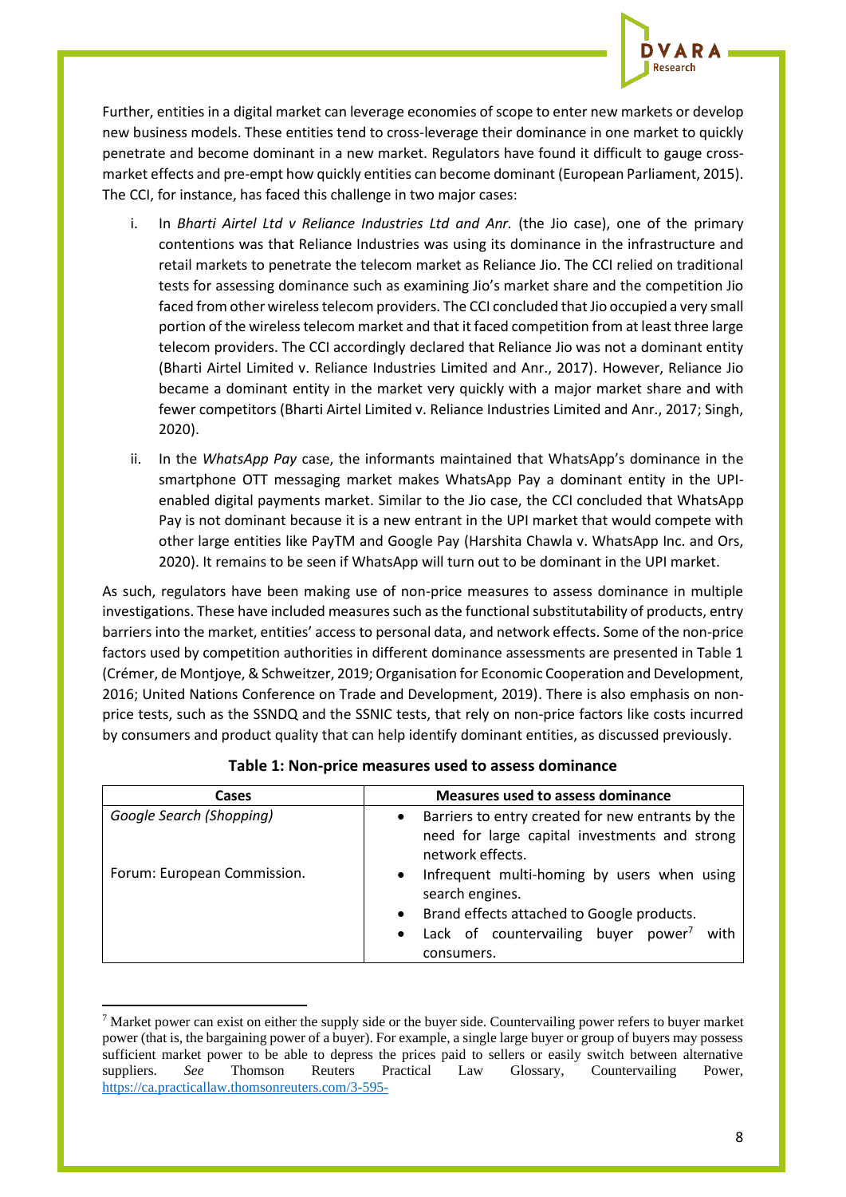Further, entities in a digital market can leverage economies of scope to enter new markets or develop new business models. These entities tend to cross-leverage their dominance in one market to quickly penetrate and become dominant in a new market. Regulators have found it difficult to gauge cross-market effects and pre-empt how quickly entities can become dominant (European Parliament, 2015). The CCI, for instance, has faced this challenge in two major cases:

i. In *Bharti Airtel Ltd v Reliance Industries Ltd and Anr.* (the Jio case), one of the primary contentions was that Reliance Industries was using its dominance in the infrastructure and retail markets to penetrate the telecom market as Reliance Jio. The CCI relied on traditional tests for assessing dominance such as examining Jio's market share and the competition Jio faced from other wireless telecom providers. The CCI concluded that Jio occupied a very small portion of the wireless telecom market and that it faced competition from at least three large telecom providers. The CCI accordingly declared that Reliance Jio was not a dominant entity (Bharti Airtel Limited v. Reliance Industries Limited and Anr., 2017). However, Reliance Jio became a dominant entity in the market very quickly with a major market share and with fewer competitors (Bharti Airtel Limited v. Reliance Industries Limited and Anr., 2017; Singh, 2020).

ii. In the *WhatsApp Pay* case, the informants maintained that WhatsApp's dominance in the smartphone OTT messaging market makes WhatsApp Pay a dominant entity in the UPI-enabled digital payments market. Similar to the Jio case, the CCI concluded that WhatsApp Pay is not dominant because it is a new entrant in the UPI market that would compete with other large entities like PayTM and Google Pay (Harshita Chawla v. WhatsApp Inc. and Ors, 2020). It remains to be seen if WhatsApp will turn out to be dominant in the UPI market.

As such, regulators have been making use of non-price measures to assess dominance in multiple investigations. These have included measures such as the functional substitutability of products, entry barriers into the market, entities' access to personal data, and network effects. Some of the non-price factors used by competition authorities in different dominance assessments are presented in Table 1 (Crémer, de Montjoye, & Schweitzer, 2019; Organisation for Economic Cooperation and Development, 2016; United Nations Conference on Trade and Development, 2019). There is also emphasis on non-price tests, such as the SSNDQ and the SSNIC tests, that rely on non-price factors like costs incurred by consumers and product quality that can help identify dominant entities, as discussed previously.

**Table 1: Non-price measures used to assess dominance**

| Cases | Measures used to assess dominance |
|---|---|
| *Google Search (Shopping)*<br><br>Forum: European Commission. | • Barriers to entry created for new entrants by the need for large capital investments and strong network effects.<br>• Infrequent multi-homing by users when using search engines.<br>• Brand effects attached to Google products.<br>• Lack of countervailing buyer power[7] with consumers. |

[7] Market power can exist on either the supply side or the buyer side. Countervailing power refers to buyer market power (that is, the bargaining power of a buyer). For example, a single large buyer or group of buyers may possess sufficient market power to be able to depress the prices paid to sellers or easily switch between alternative suppliers. *See* Thomson Reuters Practical Law Glossary, Countervailing Power, https://ca.practicallaw.thomsonreuters.com/3-595-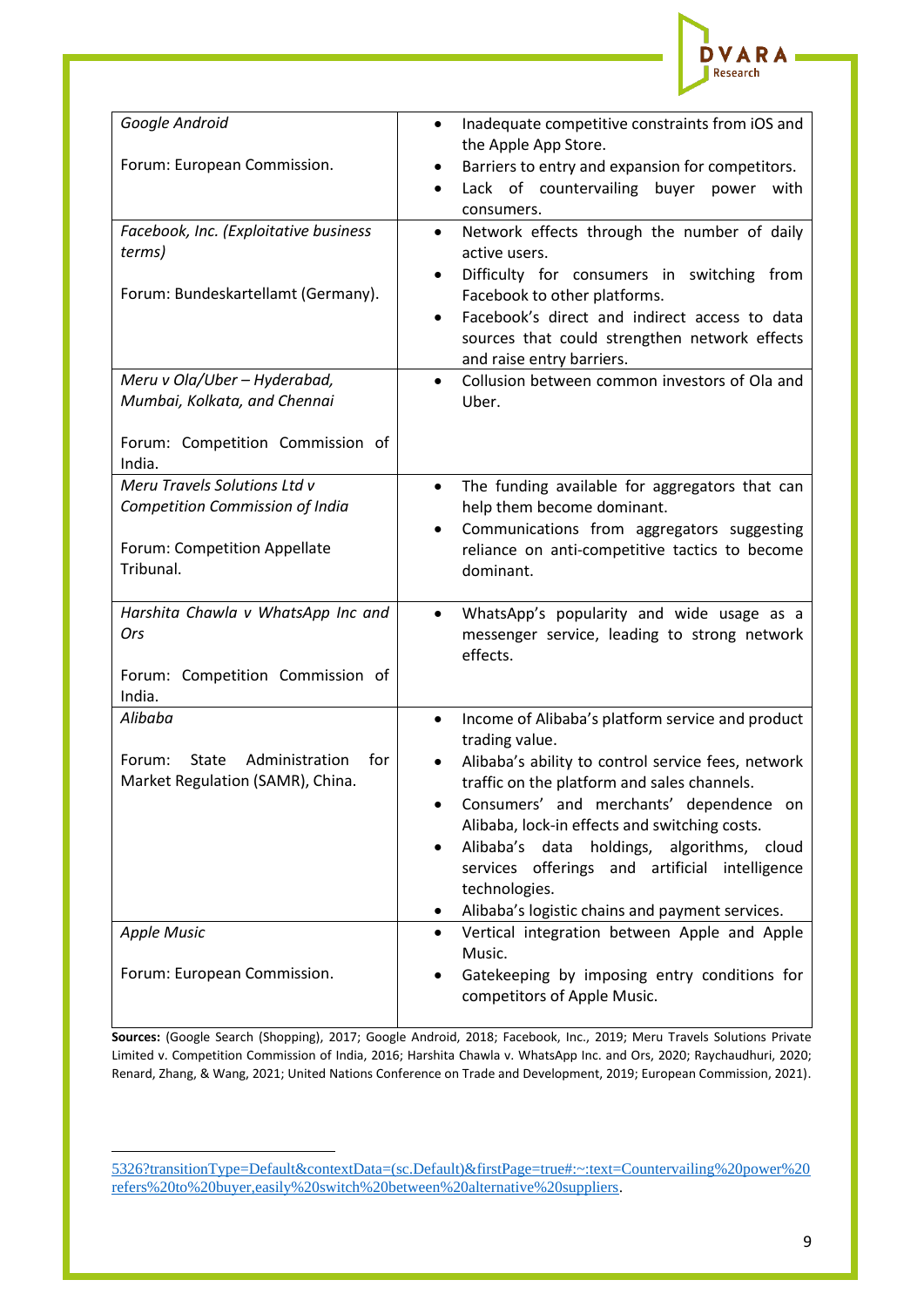| | |
|---|---|
| *Google Android*<br><br>Forum: European Commission. | • Inadequate competitive constraints from iOS and the Apple App Store.<br>• Barriers to entry and expansion for competitors.<br>• Lack of countervailing buyer power with consumers. |
| *Facebook, Inc. (Exploitative business terms)*<br><br>Forum: Bundeskartellamt (Germany). | • Network effects through the number of daily active users.<br>• Difficulty for consumers in switching from Facebook to other platforms.<br>• Facebook's direct and indirect access to data sources that could strengthen network effects and raise entry barriers. |
| *Meru v Ola/Uber – Hyderabad, Mumbai, Kolkata, and Chennai*<br><br>Forum: Competition Commission of India. | • Collusion between common investors of Ola and Uber. |
| *Meru Travels Solutions Ltd v Competition Commission of India*<br><br>Forum: Competition Appellate Tribunal. | • The funding available for aggregators that can help them become dominant.<br>• Communications from aggregators suggesting reliance on anti-competitive tactics to become dominant. |
| *Harshita Chawla v WhatsApp Inc and Ors*<br><br>Forum: Competition Commission of India. | • WhatsApp's popularity and wide usage as a messenger service, leading to strong network effects. |
| *Alibaba*<br><br>Forum: State Administration for Market Regulation (SAMR), China. | • Income of Alibaba's platform service and product trading value.<br>• Alibaba's ability to control service fees, network traffic on the platform and sales channels.<br>• Consumers' and merchants' dependence on Alibaba, lock-in effects and switching costs.<br>• Alibaba's data holdings, algorithms, cloud services offerings and artificial intelligence technologies.<br>• Alibaba's logistic chains and payment services. |
| *Apple Music*<br><br>Forum: European Commission. | • Vertical integration between Apple and Apple Music.<br>• Gatekeeping by imposing entry conditions for competitors of Apple Music. |

**Sources:** (Google Search (Shopping), 2017; Google Android, 2018; Facebook, Inc., 2019; Meru Travels Solutions Private Limited v. Competition Commission of India, 2016; Harshita Chawla v. WhatsApp Inc. and Ors, 2020; Raychaudhuri, 2020; Renard, Zhang, & Wang, 2021; United Nations Conference on Trade and Development, 2019; European Commission, 2021).

---

5326?transitionType=Default&contextData=(sc.Default)&firstPage=true#:~:text=Countervailing%20power%20refers%20to%20buyer,easily%20switch%20between%20alternative%20suppliers.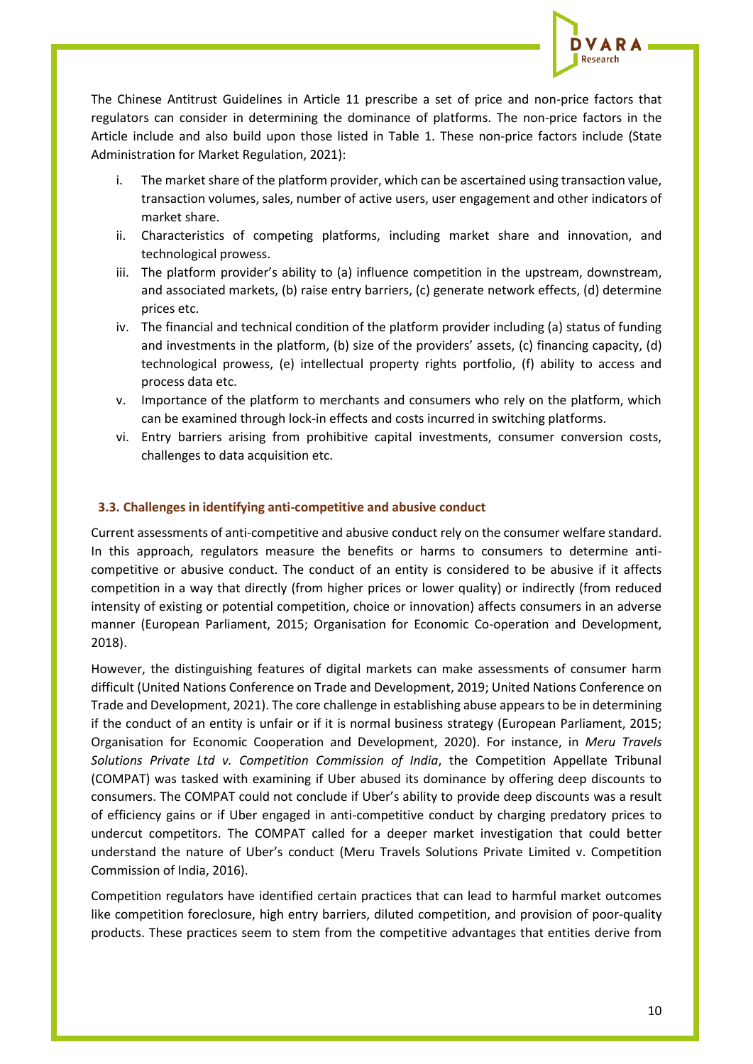The Chinese Antitrust Guidelines in Article 11 prescribe a set of price and non-price factors that regulators can consider in determining the dominance of platforms. The non-price factors in the Article include and also build upon those listed in Table 1. These non-price factors include (State Administration for Market Regulation, 2021):

i. The market share of the platform provider, which can be ascertained using transaction value, transaction volumes, sales, number of active users, user engagement and other indicators of market share.
ii. Characteristics of competing platforms, including market share and innovation, and technological prowess.
iii. The platform provider's ability to (a) influence competition in the upstream, downstream, and associated markets, (b) raise entry barriers, (c) generate network effects, (d) determine prices etc.
iv. The financial and technical condition of the platform provider including (a) status of funding and investments in the platform, (b) size of the providers' assets, (c) financing capacity, (d) technological prowess, (e) intellectual property rights portfolio, (f) ability to access and process data etc.
v. Importance of the platform to merchants and consumers who rely on the platform, which can be examined through lock-in effects and costs incurred in switching platforms.
vi. Entry barriers arising from prohibitive capital investments, consumer conversion costs, challenges to data acquisition etc.

### 3.3. Challenges in identifying anti-competitive and abusive conduct

Current assessments of anti-competitive and abusive conduct rely on the consumer welfare standard. In this approach, regulators measure the benefits or harms to consumers to determine anti-competitive or abusive conduct. The conduct of an entity is considered to be abusive if it affects competition in a way that directly (from higher prices or lower quality) or indirectly (from reduced intensity of existing or potential competition, choice or innovation) affects consumers in an adverse manner (European Parliament, 2015; Organisation for Economic Co-operation and Development, 2018).

However, the distinguishing features of digital markets can make assessments of consumer harm difficult (United Nations Conference on Trade and Development, 2019; United Nations Conference on Trade and Development, 2021). The core challenge in establishing abuse appears to be in determining if the conduct of an entity is unfair or if it is normal business strategy (European Parliament, 2015; Organisation for Economic Cooperation and Development, 2020). For instance, in *Meru Travels Solutions Private Ltd v. Competition Commission of India*, the Competition Appellate Tribunal (COMPAT) was tasked with examining if Uber abused its dominance by offering deep discounts to consumers. The COMPAT could not conclude if Uber's ability to provide deep discounts was a result of efficiency gains or if Uber engaged in anti-competitive conduct by charging predatory prices to undercut competitors. The COMPAT called for a deeper market investigation that could better understand the nature of Uber's conduct (Meru Travels Solutions Private Limited v. Competition Commission of India, 2016).

Competition regulators have identified certain practices that can lead to harmful market outcomes like competition foreclosure, high entry barriers, diluted competition, and provision of poor-quality products. These practices seem to stem from the competitive advantages that entities derive from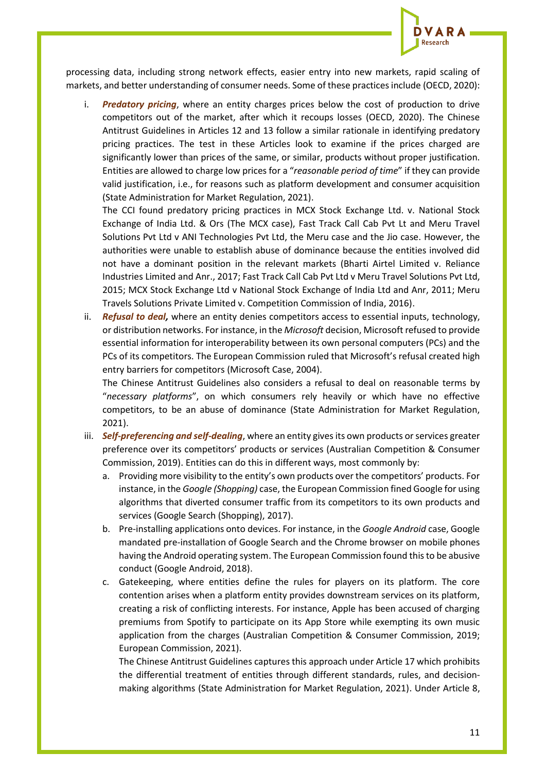processing data, including strong network effects, easier entry into new markets, rapid scaling of markets, and better understanding of consumer needs. Some of these practices include (OECD, 2020):

i. ***Predatory pricing***, where an entity charges prices below the cost of production to drive competitors out of the market, after which it recoups losses (OECD, 2020). The Chinese Antitrust Guidelines in Articles 12 and 13 follow a similar rationale in identifying predatory pricing practices. The test in these Articles look to examine if the prices charged are significantly lower than prices of the same, or similar, products without proper justification. Entities are allowed to charge low prices for a "*reasonable period of time*" if they can provide valid justification, i.e., for reasons such as platform development and consumer acquisition (State Administration for Market Regulation, 2021).

   The CCI found predatory pricing practices in MCX Stock Exchange Ltd. v. National Stock Exchange of India Ltd. & Ors (The MCX case), Fast Track Call Cab Pvt Lt and Meru Travel Solutions Pvt Ltd v ANI Technologies Pvt Ltd, the Meru case and the Jio case. However, the authorities were unable to establish abuse of dominance because the entities involved did not have a dominant position in the relevant markets (Bharti Airtel Limited v. Reliance Industries Limited and Anr., 2017; Fast Track Call Cab Pvt Ltd v Meru Travel Solutions Pvt Ltd, 2015; MCX Stock Exchange Ltd v National Stock Exchange of India Ltd and Anr, 2011; Meru Travels Solutions Private Limited v. Competition Commission of India, 2016).

ii. ***Refusal to deal,*** where an entity denies competitors access to essential inputs, technology, or distribution networks. For instance, in the *Microsoft* decision, Microsoft refused to provide essential information for interoperability between its own personal computers (PCs) and the PCs of its competitors. The European Commission ruled that Microsoft's refusal created high entry barriers for competitors (Microsoft Case, 2004).

   The Chinese Antitrust Guidelines also considers a refusal to deal on reasonable terms by "*necessary platforms*", on which consumers rely heavily or which have no effective competitors, to be an abuse of dominance (State Administration for Market Regulation, 2021).

iii. ***Self-preferencing and self-dealing***, where an entity gives its own products or services greater preference over its competitors' products or services (Australian Competition & Consumer Commission, 2019). Entities can do this in different ways, most commonly by:

   a. Providing more visibility to the entity's own products over the competitors' products. For instance, in the *Google (Shopping)* case, the European Commission fined Google for using algorithms that diverted consumer traffic from its competitors to its own products and services (Google Search (Shopping), 2017).

   b. Pre-installing applications onto devices. For instance, in the *Google Android* case, Google mandated pre-installation of Google Search and the Chrome browser on mobile phones having the Android operating system. The European Commission found this to be abusive conduct (Google Android, 2018).

   c. Gatekeeping, where entities define the rules for players on its platform. The core contention arises when a platform entity provides downstream services on its platform, creating a risk of conflicting interests. For instance, Apple has been accused of charging premiums from Spotify to participate on its App Store while exempting its own music application from the charges (Australian Competition & Consumer Commission, 2019; European Commission, 2021).

      The Chinese Antitrust Guidelines captures this approach under Article 17 which prohibits the differential treatment of entities through different standards, rules, and decision-making algorithms (State Administration for Market Regulation, 2021). Under Article 8,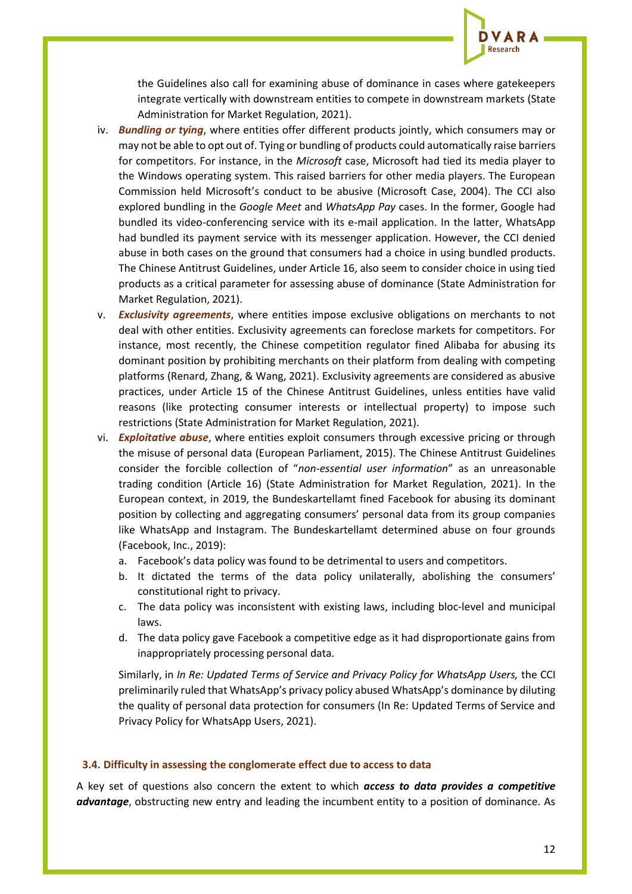the Guidelines also call for examining abuse of dominance in cases where gatekeepers integrate vertically with downstream entities to compete in downstream markets (State Administration for Market Regulation, 2021).

iv. ***Bundling or tying***, where entities offer different products jointly, which consumers may or may not be able to opt out of. Tying or bundling of products could automatically raise barriers for competitors. For instance, in the *Microsoft* case, Microsoft had tied its media player to the Windows operating system. This raised barriers for other media players. The European Commission held Microsoft's conduct to be abusive (Microsoft Case, 2004). The CCI also explored bundling in the *Google Meet* and *WhatsApp Pay* cases. In the former, Google had bundled its video-conferencing service with its e-mail application. In the latter, WhatsApp had bundled its payment service with its messenger application. However, the CCI denied abuse in both cases on the ground that consumers had a choice in using bundled products. The Chinese Antitrust Guidelines, under Article 16, also seem to consider choice in using tied products as a critical parameter for assessing abuse of dominance (State Administration for Market Regulation, 2021).

v. ***Exclusivity agreements***, where entities impose exclusive obligations on merchants to not deal with other entities. Exclusivity agreements can foreclose markets for competitors. For instance, most recently, the Chinese competition regulator fined Alibaba for abusing its dominant position by prohibiting merchants on their platform from dealing with competing platforms (Renard, Zhang, & Wang, 2021). Exclusivity agreements are considered as abusive practices, under Article 15 of the Chinese Antitrust Guidelines, unless entities have valid reasons (like protecting consumer interests or intellectual property) to impose such restrictions (State Administration for Market Regulation, 2021).

vi. ***Exploitative abuse***, where entities exploit consumers through excessive pricing or through the misuse of personal data (European Parliament, 2015). The Chinese Antitrust Guidelines consider the forcible collection of "*non-essential user information*" as an unreasonable trading condition (Article 16) (State Administration for Market Regulation, 2021). In the European context, in 2019, the Bundeskartellamt fined Facebook for abusing its dominant position by collecting and aggregating consumers' personal data from its group companies like WhatsApp and Instagram. The Bundeskartellamt determined abuse on four grounds (Facebook, Inc., 2019):

   a. Facebook's data policy was found to be detrimental to users and competitors.
   b. It dictated the terms of the data policy unilaterally, abolishing the consumers' constitutional right to privacy.
   c. The data policy was inconsistent with existing laws, including bloc-level and municipal laws.
   d. The data policy gave Facebook a competitive edge as it had disproportionate gains from inappropriately processing personal data.

   Similarly, in *In Re: Updated Terms of Service and Privacy Policy for WhatsApp Users,* the CCI preliminarily ruled that WhatsApp's privacy policy abused WhatsApp's dominance by diluting the quality of personal data protection for consumers (In Re: Updated Terms of Service and Privacy Policy for WhatsApp Users, 2021).

### 3.4. Difficulty in assessing the conglomerate effect due to access to data

A key set of questions also concern the extent to which ***access to data provides a competitive advantage***, obstructing new entry and leading the incumbent entity to a position of dominance. As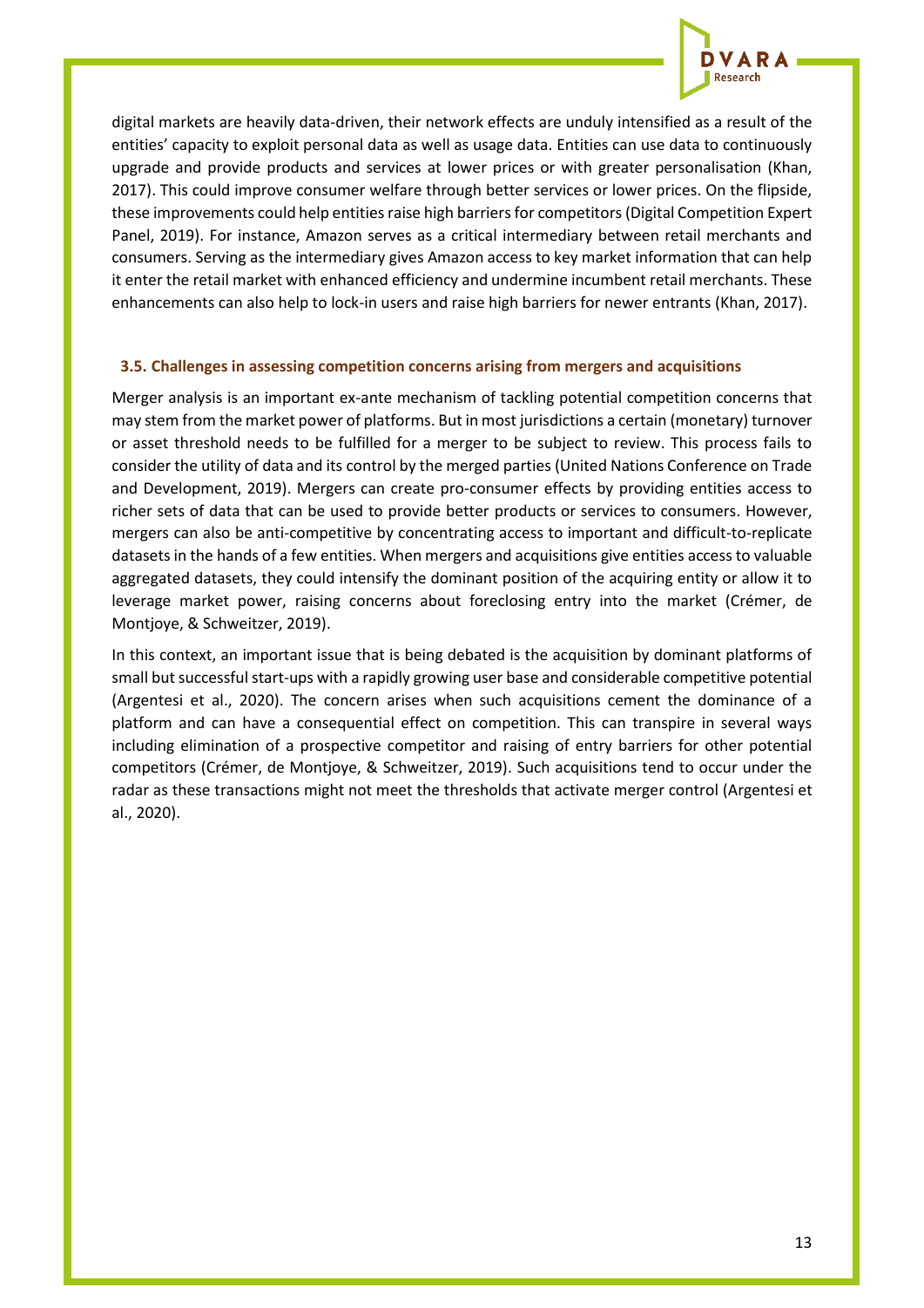digital markets are heavily data-driven, their network effects are unduly intensified as a result of the entities' capacity to exploit personal data as well as usage data. Entities can use data to continuously upgrade and provide products and services at lower prices or with greater personalisation (Khan, 2017). This could improve consumer welfare through better services or lower prices. On the flipside, these improvements could help entities raise high barriers for competitors (Digital Competition Expert Panel, 2019). For instance, Amazon serves as a critical intermediary between retail merchants and consumers. Serving as the intermediary gives Amazon access to key market information that can help it enter the retail market with enhanced efficiency and undermine incumbent retail merchants. These enhancements can also help to lock-in users and raise high barriers for newer entrants (Khan, 2017).

### 3.5. Challenges in assessing competition concerns arising from mergers and acquisitions

Merger analysis is an important ex-ante mechanism of tackling potential competition concerns that may stem from the market power of platforms. But in most jurisdictions a certain (monetary) turnover or asset threshold needs to be fulfilled for a merger to be subject to review. This process fails to consider the utility of data and its control by the merged parties (United Nations Conference on Trade and Development, 2019). Mergers can create pro-consumer effects by providing entities access to richer sets of data that can be used to provide better products or services to consumers. However, mergers can also be anti-competitive by concentrating access to important and difficult-to-replicate datasets in the hands of a few entities. When mergers and acquisitions give entities access to valuable aggregated datasets, they could intensify the dominant position of the acquiring entity or allow it to leverage market power, raising concerns about foreclosing entry into the market (Crémer, de Montjoye, & Schweitzer, 2019).

In this context, an important issue that is being debated is the acquisition by dominant platforms of small but successful start-ups with a rapidly growing user base and considerable competitive potential (Argentesi et al., 2020). The concern arises when such acquisitions cement the dominance of a platform and can have a consequential effect on competition. This can transpire in several ways including elimination of a prospective competitor and raising of entry barriers for other potential competitors (Crémer, de Montjoye, & Schweitzer, 2019). Such acquisitions tend to occur under the radar as these transactions might not meet the thresholds that activate merger control (Argentesi et al., 2020).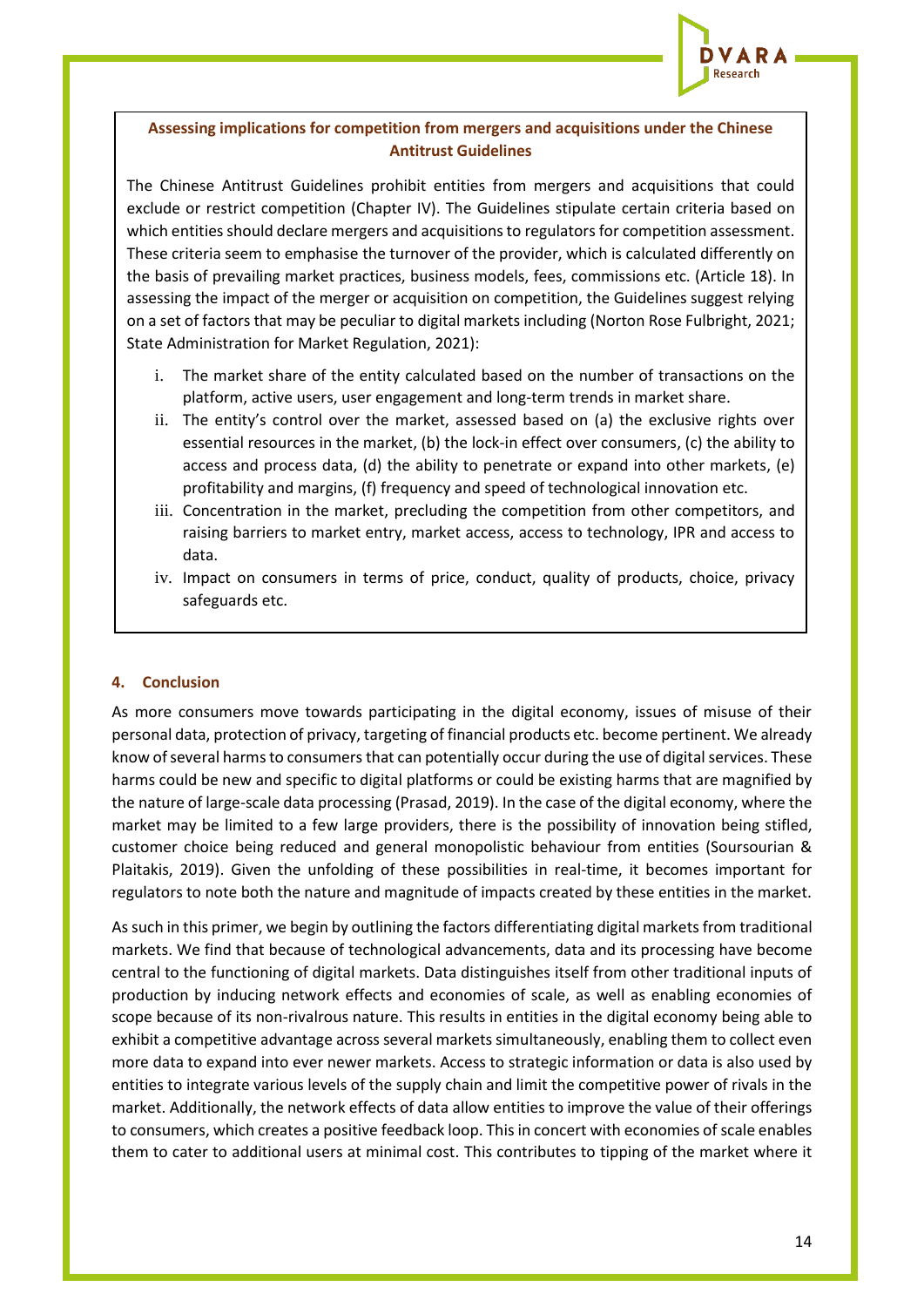**Assessing implications for competition from mergers and acquisitions under the Chinese Antitrust Guidelines**

The Chinese Antitrust Guidelines prohibit entities from mergers and acquisitions that could exclude or restrict competition (Chapter IV). The Guidelines stipulate certain criteria based on which entities should declare mergers and acquisitions to regulators for competition assessment. These criteria seem to emphasise the turnover of the provider, which is calculated differently on the basis of prevailing market practices, business models, fees, commissions etc. (Article 18). In assessing the impact of the merger or acquisition on competition, the Guidelines suggest relying on a set of factors that may be peculiar to digital markets including (Norton Rose Fulbright, 2021; State Administration for Market Regulation, 2021):

i. The market share of the entity calculated based on the number of transactions on the platform, active users, user engagement and long-term trends in market share.
ii. The entity's control over the market, assessed based on (a) the exclusive rights over essential resources in the market, (b) the lock-in effect over consumers, (c) the ability to access and process data, (d) the ability to penetrate or expand into other markets, (e) profitability and margins, (f) frequency and speed of technological innovation etc.
iii. Concentration in the market, precluding the competition from other competitors, and raising barriers to market entry, market access, access to technology, IPR and access to data.
iv. Impact on consumers in terms of price, conduct, quality of products, choice, privacy safeguards etc.

## 4. Conclusion

As more consumers move towards participating in the digital economy, issues of misuse of their personal data, protection of privacy, targeting of financial products etc. become pertinent. We already know of several harms to consumers that can potentially occur during the use of digital services. These harms could be new and specific to digital platforms or could be existing harms that are magnified by the nature of large-scale data processing (Prasad, 2019). In the case of the digital economy, where the market may be limited to a few large providers, there is the possibility of innovation being stifled, customer choice being reduced and general monopolistic behaviour from entities (Soursourian & Plaitakis, 2019). Given the unfolding of these possibilities in real-time, it becomes important for regulators to note both the nature and magnitude of impacts created by these entities in the market.

As such in this primer, we begin by outlining the factors differentiating digital markets from traditional markets. We find that because of technological advancements, data and its processing have become central to the functioning of digital markets. Data distinguishes itself from other traditional inputs of production by inducing network effects and economies of scale, as well as enabling economies of scope because of its non-rivalrous nature. This results in entities in the digital economy being able to exhibit a competitive advantage across several markets simultaneously, enabling them to collect even more data to expand into ever newer markets. Access to strategic information or data is also used by entities to integrate various levels of the supply chain and limit the competitive power of rivals in the market. Additionally, the network effects of data allow entities to improve the value of their offerings to consumers, which creates a positive feedback loop. This in concert with economies of scale enables them to cater to additional users at minimal cost. This contributes to tipping of the market where it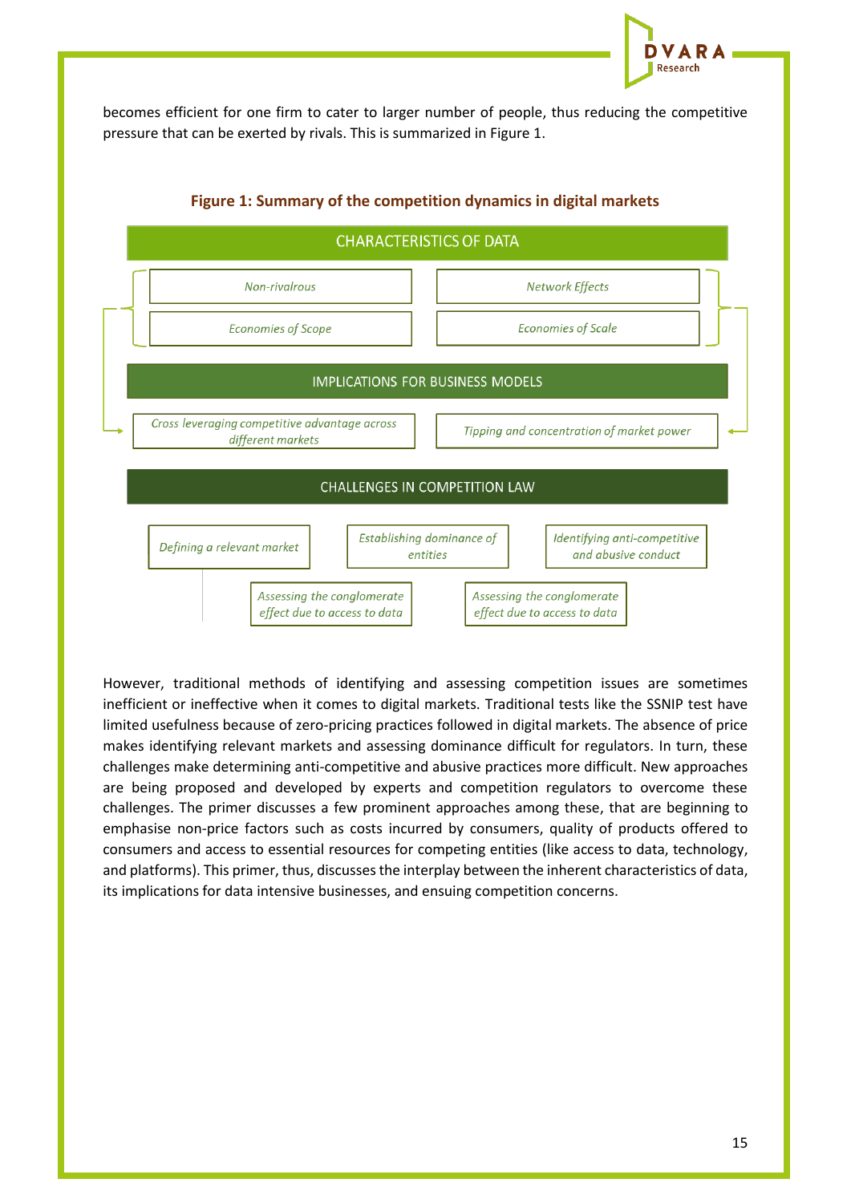becomes efficient for one firm to cater to larger number of people, thus reducing the competitive pressure that can be exerted by rivals. This is summarized in Figure 1.

**Figure 1: Summary of the competition dynamics in digital markets**

CHARACTERISTICS OF DATA

- *Non-rivalrous*
- *Network Effects*
- *Economies of Scope*
- *Economies of Scale*

IMPLICATIONS FOR BUSINESS MODELS

- *Cross leveraging competitive advantage across different markets*
- *Tipping and concentration of market power*

CHALLENGES IN COMPETITION LAW

- *Defining a relevant market*
- *Establishing dominance of entities*
- *Identifying anti-competitive and abusive conduct*
- *Assessing the conglomerate effect due to access to data*
- *Assessing the conglomerate effect due to access to data*

However, traditional methods of identifying and assessing competition issues are sometimes inefficient or ineffective when it comes to digital markets. Traditional tests like the SSNIP test have limited usefulness because of zero-pricing practices followed in digital markets. The absence of price makes identifying relevant markets and assessing dominance difficult for regulators. In turn, these challenges make determining anti-competitive and abusive practices more difficult. New approaches are being proposed and developed by experts and competition regulators to overcome these challenges. The primer discusses a few prominent approaches among these, that are beginning to emphasise non-price factors such as costs incurred by consumers, quality of products offered to consumers and access to essential resources for competing entities (like access to data, technology, and platforms). This primer, thus, discusses the interplay between the inherent characteristics of data, its implications for data intensive businesses, and ensuing competition concerns.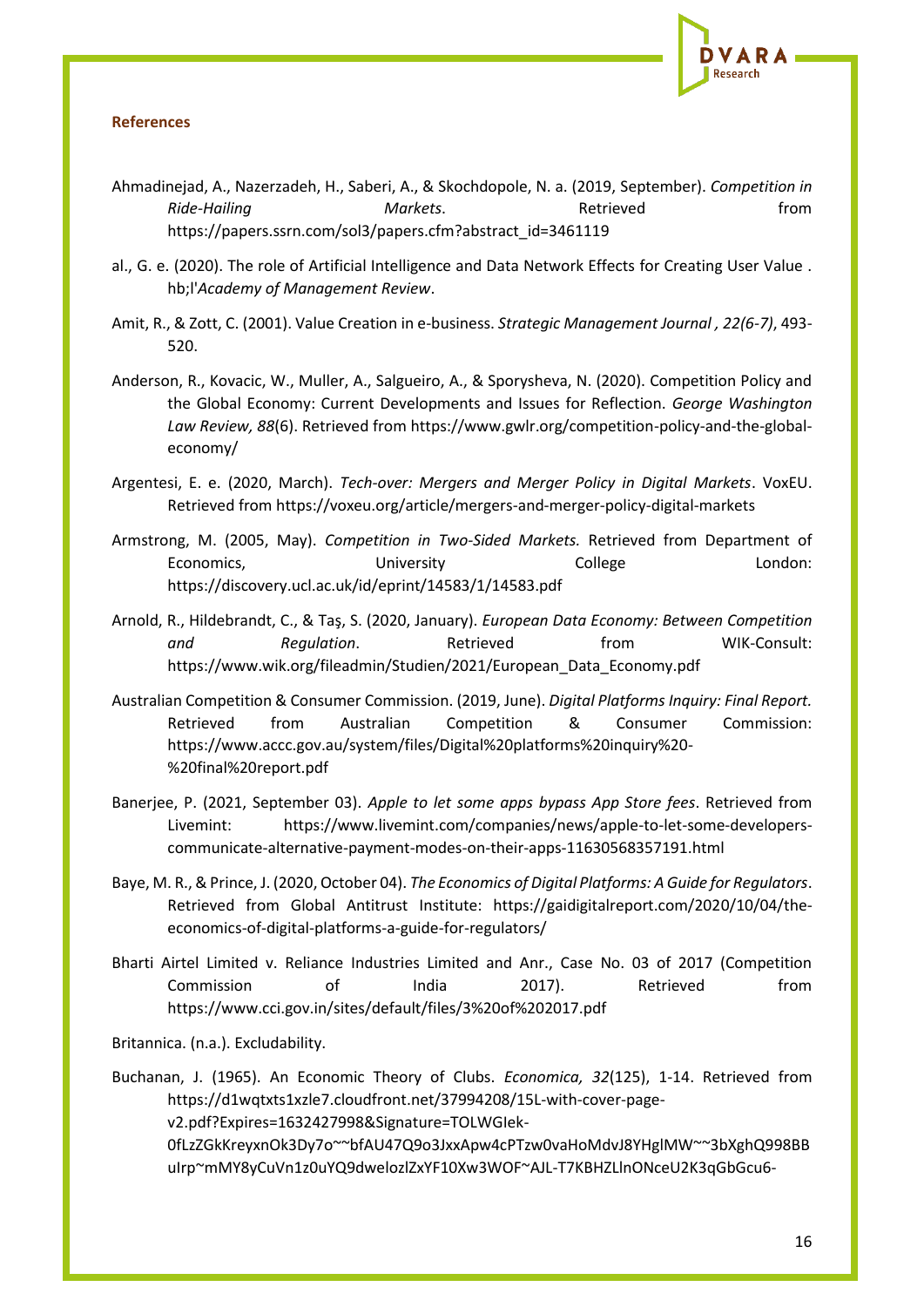#### References

Ahmadinejad, A., Nazerzadeh, H., Saberi, A., & Skochdopole, N. a. (2019, September). *Competition in Ride-Hailing Markets*. Retrieved from https://papers.ssrn.com/sol3/papers.cfm?abstract_id=3461119

al., G. e. (2020). The role of Artificial Intelligence and Data Network Effects for Creating User Value . hb;l'*Academy of Management Review*.

Amit, R., & Zott, C. (2001). Value Creation in e-business. *Strategic Management Journal , 22(6-7)*, 493-520.

Anderson, R., Kovacic, W., Muller, A., Salgueiro, A., & Sporysheva, N. (2020). Competition Policy and the Global Economy: Current Developments and Issues for Reflection. *George Washington Law Review, 88*(6). Retrieved from https://www.gwlr.org/competition-policy-and-the-global-economy/

Argentesi, E. e. (2020, March). *Tech-over: Mergers and Merger Policy in Digital Markets*. VoxEU. Retrieved from https://voxeu.org/article/mergers-and-merger-policy-digital-markets

Armstrong, M. (2005, May). *Competition in Two-Sided Markets.* Retrieved from Department of Economics, University College London: https://discovery.ucl.ac.uk/id/eprint/14583/1/14583.pdf

Arnold, R., Hildebrandt, C., & Taş, S. (2020, January). *European Data Economy: Between Competition and Regulation*. Retrieved from WIK-Consult: https://www.wik.org/fileadmin/Studien/2021/European_Data_Economy.pdf

Australian Competition & Consumer Commission. (2019, June). *Digital Platforms Inquiry: Final Report.* Retrieved from Australian Competition & Consumer Commission: https://www.accc.gov.au/system/files/Digital%20platforms%20inquiry%20-%20final%20report.pdf

Banerjee, P. (2021, September 03). *Apple to let some apps bypass App Store fees*. Retrieved from Livemint: https://www.livemint.com/companies/news/apple-to-let-some-developers-communicate-alternative-payment-modes-on-their-apps-11630568357191.html

Baye, M. R., & Prince, J. (2020, October 04). *The Economics of Digital Platforms: A Guide for Regulators*. Retrieved from Global Antitrust Institute: https://gaidigitalreport.com/2020/10/04/the-economics-of-digital-platforms-a-guide-for-regulators/

Bharti Airtel Limited v. Reliance Industries Limited and Anr., Case No. 03 of 2017 (Competition Commission of India 2017). Retrieved from https://www.cci.gov.in/sites/default/files/3%20of%202017.pdf

Britannica. (n.a.). Excludability.

Buchanan, J. (1965). An Economic Theory of Clubs. *Economica, 32*(125), 1-14. Retrieved from https://d1wqtxts1xzle7.cloudfront.net/37994208/15L-with-cover-page-v2.pdf?Expires=1632427998&Signature=TOLWGIek-0fLzZGkKreyxnOk3Dy7o~~bfAU47Q9o3JxxApw4cPTzw0vaHoMdvJ8YHglMW~~3bXghQ998BBuIrp~mMY8yCuVn1z0uYQ9dwelozlZxYF10Xw3WOF~AJL-T7KBHZLlnONceU2K3qGbGcu6-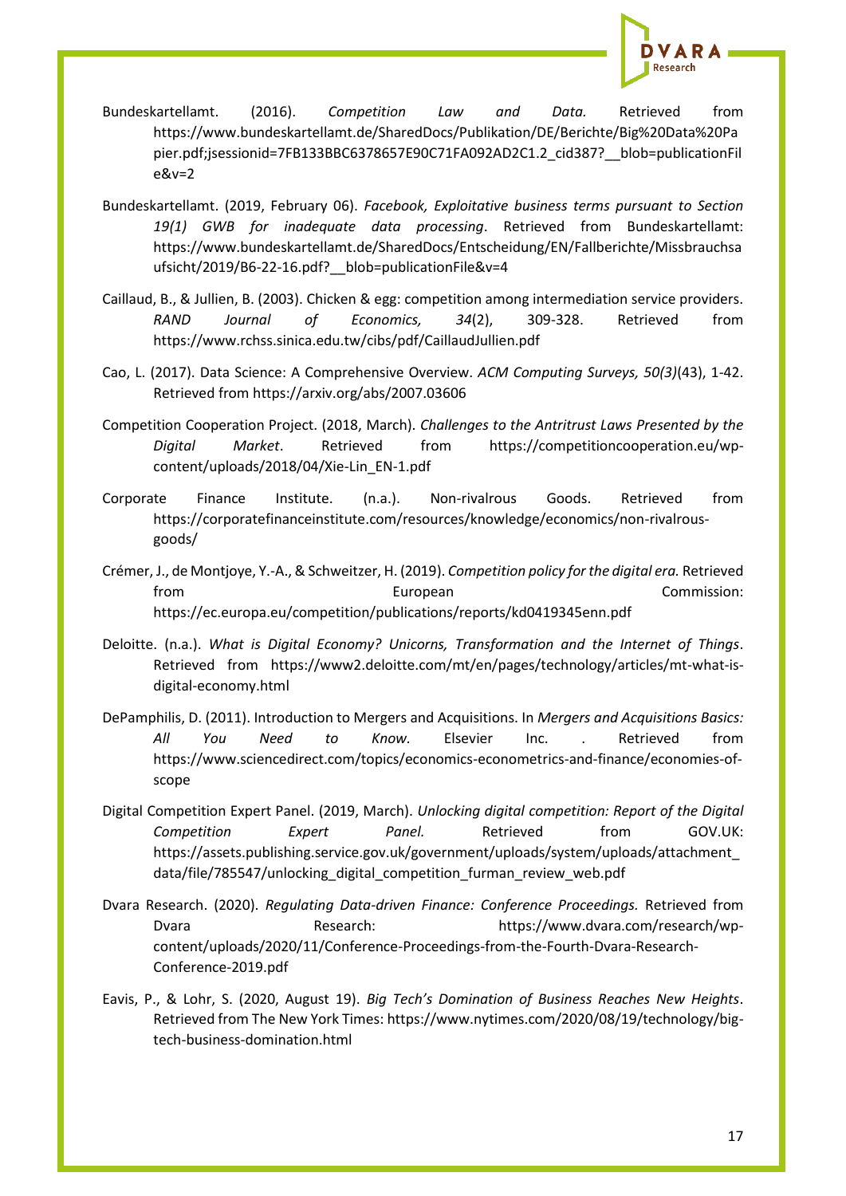Bundeskartellamt. (2016). *Competition Law and Data.* Retrieved from https://www.bundeskartellamt.de/SharedDocs/Publikation/DE/Berichte/Big%20Data%20Papier.pdf;jsessionid=7FB133BBC6378657E90C71FA092AD2C1.2_cid387?__blob=publicationFile&v=2

Bundeskartellamt. (2019, February 06). *Facebook, Exploitative business terms pursuant to Section 19(1) GWB for inadequate data processing*. Retrieved from Bundeskartellamt: https://www.bundeskartellamt.de/SharedDocs/Entscheidung/EN/Fallberichte/Missbrauchsaufsicht/2019/B6-22-16.pdf?__blob=publicationFile&v=4

Caillaud, B., & Jullien, B. (2003). Chicken & egg: competition among intermediation service providers. *RAND Journal of Economics, 34*(2), 309-328. Retrieved from https://www.rchss.sinica.edu.tw/cibs/pdf/CaillaudJullien.pdf

Cao, L. (2017). Data Science: A Comprehensive Overview. *ACM Computing Surveys, 50(3)*(43), 1-42. Retrieved from https://arxiv.org/abs/2007.03606

Competition Cooperation Project. (2018, March). *Challenges to the Antritrust Laws Presented by the Digital Market*. Retrieved from https://competitioncooperation.eu/wp-content/uploads/2018/04/Xie-Lin_EN-1.pdf

Corporate Finance Institute. (n.a.). Non-rivalrous Goods. Retrieved from https://corporatefinanceinstitute.com/resources/knowledge/economics/non-rivalrous-goods/

Crémer, J., de Montjoye, Y.-A., & Schweitzer, H. (2019). *Competition policy for the digital era.* Retrieved from European Commission: https://ec.europa.eu/competition/publications/reports/kd0419345enn.pdf

Deloitte. (n.a.). *What is Digital Economy? Unicorns, Transformation and the Internet of Things*. Retrieved from https://www2.deloitte.com/mt/en/pages/technology/articles/mt-what-is-digital-economy.html

DePamphilis, D. (2011). Introduction to Mergers and Acquisitions. In *Mergers and Acquisitions Basics: All You Need to Know.* Elsevier Inc. . Retrieved from https://www.sciencedirect.com/topics/economics-econometrics-and-finance/economies-of-scope

Digital Competition Expert Panel. (2019, March). *Unlocking digital competition: Report of the Digital Competition Expert Panel.* Retrieved from GOV.UK: https://assets.publishing.service.gov.uk/government/uploads/system/uploads/attachment_data/file/785547/unlocking_digital_competition_furman_review_web.pdf

Dvara Research. (2020). *Regulating Data-driven Finance: Conference Proceedings.* Retrieved from Dvara Research: https://www.dvara.com/research/wp-content/uploads/2020/11/Conference-Proceedings-from-the-Fourth-Dvara-Research-Conference-2019.pdf

Eavis, P., & Lohr, S. (2020, August 19). *Big Tech's Domination of Business Reaches New Heights*. Retrieved from The New York Times: https://www.nytimes.com/2020/08/19/technology/big-tech-business-domination.html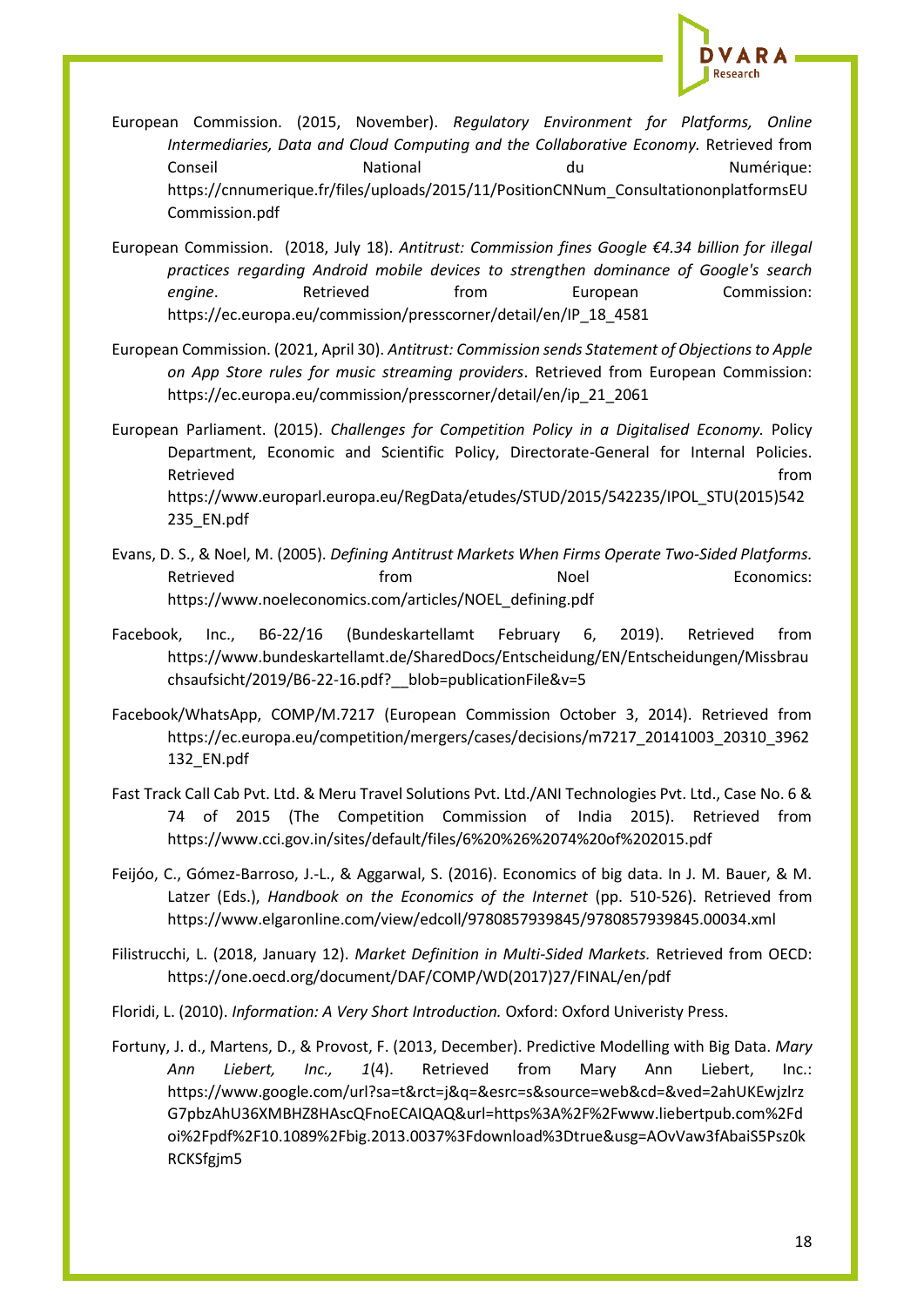European Commission. (2015, November). *Regulatory Environment for Platforms, Online Intermediaries, Data and Cloud Computing and the Collaborative Economy.* Retrieved from Conseil National du Numérique: https://cnnumerique.fr/files/uploads/2015/11/PositionCNNum_ConsultationonplatformsEUCommission.pdf

European Commission. (2018, July 18). *Antitrust: Commission fines Google €4.34 billion for illegal practices regarding Android mobile devices to strengthen dominance of Google's search engine*. Retrieved from European Commission: https://ec.europa.eu/commission/presscorner/detail/en/IP_18_4581

European Commission. (2021, April 30). *Antitrust: Commission sends Statement of Objections to Apple on App Store rules for music streaming providers*. Retrieved from European Commission: https://ec.europa.eu/commission/presscorner/detail/en/ip_21_2061

European Parliament. (2015). *Challenges for Competition Policy in a Digitalised Economy.* Policy Department, Economic and Scientific Policy, Directorate-General for Internal Policies. Retrieved from https://www.europarl.europa.eu/RegData/etudes/STUD/2015/542235/IPOL_STU(2015)542235_EN.pdf

Evans, D. S., & Noel, M. (2005). *Defining Antitrust Markets When Firms Operate Two-Sided Platforms.* Retrieved from Noel Economics: https://www.noeleconomics.com/articles/NOEL_defining.pdf

Facebook, Inc., B6-22/16 (Bundeskartellamt February 6, 2019). Retrieved from https://www.bundeskartellamt.de/SharedDocs/Entscheidung/EN/Entscheidungen/Missbrauchsaufsicht/2019/B6-22-16.pdf?__blob=publicationFile&v=5

Facebook/WhatsApp, COMP/M.7217 (European Commission October 3, 2014). Retrieved from https://ec.europa.eu/competition/mergers/cases/decisions/m7217_20141003_20310_3962132_EN.pdf

Fast Track Call Cab Pvt. Ltd. & Meru Travel Solutions Pvt. Ltd./ANI Technologies Pvt. Ltd., Case No. 6 & 74 of 2015 (The Competition Commission of India 2015). Retrieved from https://www.cci.gov.in/sites/default/files/6%20%26%2074%20of%202015.pdf

Feijóo, C., Gómez-Barroso, J.-L., & Aggarwal, S. (2016). Economics of big data. In J. M. Bauer, & M. Latzer (Eds.), *Handbook on the Economics of the Internet* (pp. 510-526). Retrieved from https://www.elgaronline.com/view/edcoll/9780857939845/9780857939845.00034.xml

Filistrucchi, L. (2018, January 12). *Market Definition in Multi-Sided Markets.* Retrieved from OECD: https://one.oecd.org/document/DAF/COMP/WD(2017)27/FINAL/en/pdf

Floridi, L. (2010). *Information: A Very Short Introduction.* Oxford: Oxford Univeristy Press.

Fortuny, J. d., Martens, D., & Provost, F. (2013, December). Predictive Modelling with Big Data. *Mary Ann Liebert, Inc., 1*(4). Retrieved from Mary Ann Liebert, Inc.: https://www.google.com/url?sa=t&rct=j&q=&esrc=s&source=web&cd=&ved=2ahUKEwjzlrzG7pbzAhU36XMBHZ8HAscQFnoECAIQAQ&url=https%3A%2F%2Fwww.liebertpub.com%2Fdoi%2Fpdf%2F10.1089%2Fbig.2013.0037%3Fdownload%3Dtrue&usg=AOvVaw3fAbaiS5Psz0kRCKSfgjm5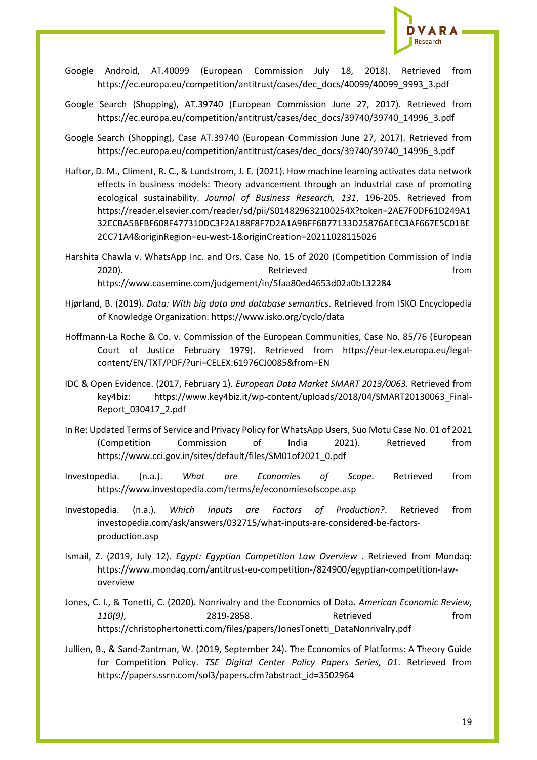Google Android, AT.40099 (European Commission July 18, 2018). Retrieved from https://ec.europa.eu/competition/antitrust/cases/dec_docs/40099/40099_9993_3.pdf

Google Search (Shopping), AT.39740 (European Commission June 27, 2017). Retrieved from https://ec.europa.eu/competition/antitrust/cases/dec_docs/39740/39740_14996_3.pdf

Google Search (Shopping), Case AT.39740 (European Commission June 27, 2017). Retrieved from https://ec.europa.eu/competition/antitrust/cases/dec_docs/39740/39740_14996_3.pdf

Haftor, D. M., Climent, R. C., & Lundstrom, J. E. (2021). How machine learning activates data network effects in business models: Theory advancement through an industrial case of promoting ecological sustainability. *Journal of Business Research, 131*, 196-205. Retrieved from https://reader.elsevier.com/reader/sd/pii/S014829632100254X?token=2AE7F0DF61D249A132ECBA5BFBF608F477310DC3F2A188F8F7D2A1A9BFF6B77133D25876AEEC3AF667E5C01BE2CC71A4&originRegion=eu-west-1&originCreation=20211028115026

Harshita Chawla v. WhatsApp Inc. and Ors, Case No. 15 of 2020 (Competition Commission of India 2020). Retrieved from https://www.casemine.com/judgement/in/5faa80ed4653d02a0b132284

Hjørland, B. (2019). *Data: With big data and database semantics*. Retrieved from ISKO Encyclopedia of Knowledge Organization: https://www.isko.org/cyclo/data

Hoffmann-La Roche & Co. v. Commission of the European Communities, Case No. 85/76 (European Court of Justice February 1979). Retrieved from https://eur-lex.europa.eu/legal-content/EN/TXT/PDF/?uri=CELEX:61976CJ0085&from=EN

IDC & Open Evidence. (2017, February 1). *European Data Market SMART 2013/0063.* Retrieved from key4biz: https://www.key4biz.it/wp-content/uploads/2018/04/SMART20130063_Final-Report_030417_2.pdf

In Re: Updated Terms of Service and Privacy Policy for WhatsApp Users, Suo Motu Case No. 01 of 2021 (Competition Commission of India 2021). Retrieved from https://www.cci.gov.in/sites/default/files/SM01of2021_0.pdf

Investopedia. (n.a.). *What are Economies of Scope*. Retrieved from https://www.investopedia.com/terms/e/economiesofscope.asp

Investopedia. (n.a.). *Which Inputs are Factors of Production?*. Retrieved from investopedia.com/ask/answers/032715/what-inputs-are-considered-be-factors-production.asp

Ismail, Z. (2019, July 12). *Egypt: Egyptian Competition Law Overview* . Retrieved from Mondaq: https://www.mondaq.com/antitrust-eu-competition-/824900/egyptian-competition-law-overview

Jones, C. I., & Tonetti, C. (2020). Nonrivalry and the Economics of Data. *American Economic Review, 110(9)*, 2819-2858. Retrieved from https://christophertonetti.com/files/papers/JonesTonetti_DataNonrivalry.pdf

Jullien, B., & Sand-Zantman, W. (2019, September 24). The Economics of Platforms: A Theory Guide for Competition Policy. *TSE Digital Center Policy Papers Series, 01*. Retrieved from https://papers.ssrn.com/sol3/papers.cfm?abstract_id=3502964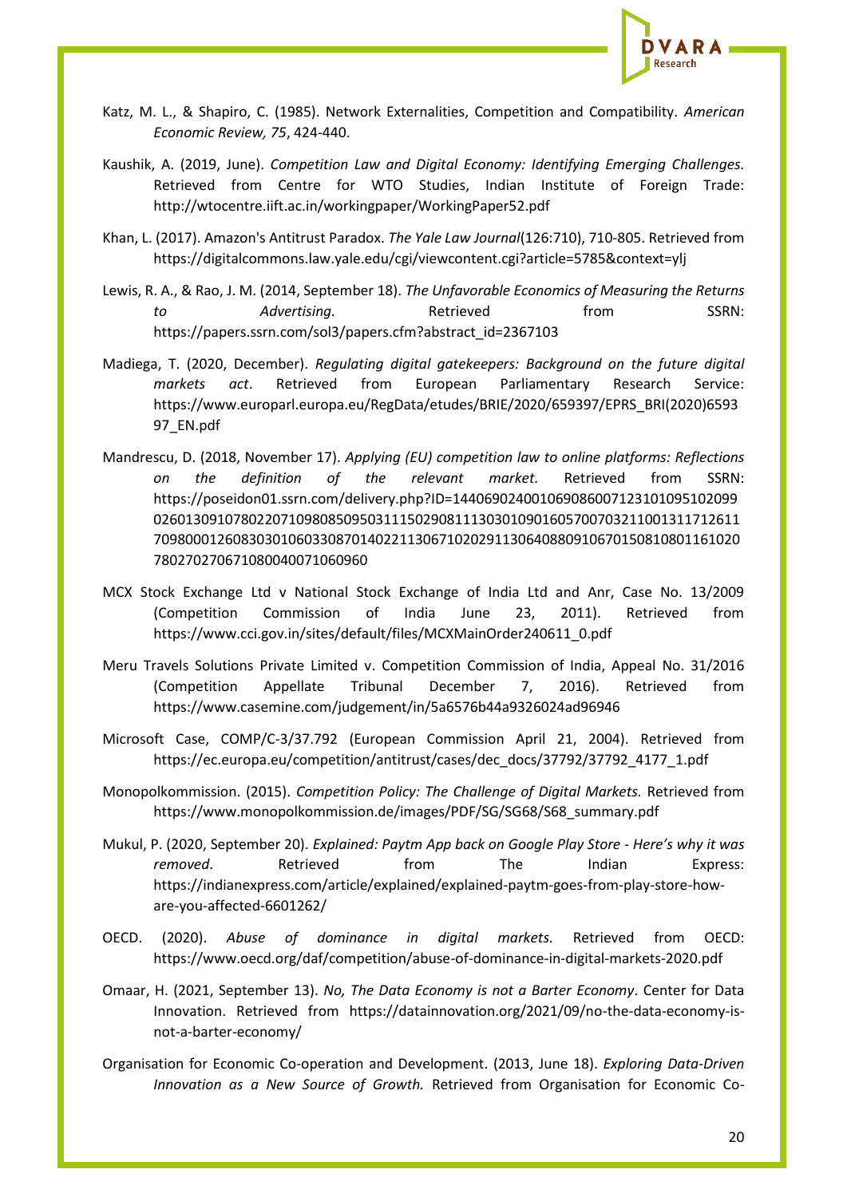Katz, M. L., & Shapiro, C. (1985). Network Externalities, Competition and Compatibility. *American Economic Review, 75*, 424-440.

Kaushik, A. (2019, June). *Competition Law and Digital Economy: Identifying Emerging Challenges.* Retrieved from Centre for WTO Studies, Indian Institute of Foreign Trade: http://wtocentre.iift.ac.in/workingpaper/WorkingPaper52.pdf

Khan, L. (2017). Amazon's Antitrust Paradox. *The Yale Law Journal*(126:710), 710-805. Retrieved from https://digitalcommons.law.yale.edu/cgi/viewcontent.cgi?article=5785&context=ylj

Lewis, R. A., & Rao, J. M. (2014, September 18). *The Unfavorable Economics of Measuring the Returns to Advertising.* Retrieved from SSRN: https://papers.ssrn.com/sol3/papers.cfm?abstract_id=2367103

Madiega, T. (2020, December). *Regulating digital gatekeepers: Background on the future digital markets act*. Retrieved from European Parliamentary Research Service: https://www.europarl.europa.eu/RegData/etudes/BRIE/2020/659397/EPRS_BRI(2020)659397_EN.pdf

Mandrescu, D. (2018, November 17). *Applying (EU) competition law to online platforms: Reflections on the definition of the relevant market.* Retrieved from SSRN: https://poseidon01.ssrn.com/delivery.php?ID=144069024001069086007123101095102099026013091078022071098085095031115029081113030109016057007032110013117126117098000126083030106033087014022113067102029113064088091067015081080116102078027027067108004007106096​0

MCX Stock Exchange Ltd v National Stock Exchange of India Ltd and Anr, Case No. 13/2009 (Competition Commission of India June 23, 2011). Retrieved from https://www.cci.gov.in/sites/default/files/MCXMainOrder240611_0.pdf

Meru Travels Solutions Private Limited v. Competition Commission of India, Appeal No. 31/2016 (Competition Appellate Tribunal December 7, 2016). Retrieved from https://www.casemine.com/judgement/in/5a6576b44a9326024ad96946

Microsoft Case, COMP/C-3/37.792 (European Commission April 21, 2004). Retrieved from https://ec.europa.eu/competition/antitrust/cases/dec_docs/37792/37792_4177_1.pdf

Monopolkommission. (2015). *Competition Policy: The Challenge of Digital Markets.* Retrieved from https://www.monopolkommission.de/images/PDF/SG/SG68/S68_summary.pdf

Mukul, P. (2020, September 20). *Explained: Paytm App back on Google Play Store - Here's why it was removed*. Retrieved from The Indian Express: https://indianexpress.com/article/explained/explained-paytm-goes-from-play-store-how-are-you-affected-6601262/

OECD. (2020). *Abuse of dominance in digital markets.* Retrieved from OECD: https://www.oecd.org/daf/competition/abuse-of-dominance-in-digital-markets-2020.pdf

Omaar, H. (2021, September 13). *No, The Data Economy is not a Barter Economy*. Center for Data Innovation. Retrieved from https://datainnovation.org/2021/09/no-the-data-economy-is-not-a-barter-economy/

Organisation for Economic Co-operation and Development. (2013, June 18). *Exploring Data-Driven Innovation as a New Source of Growth.* Retrieved from Organisation for Economic Co-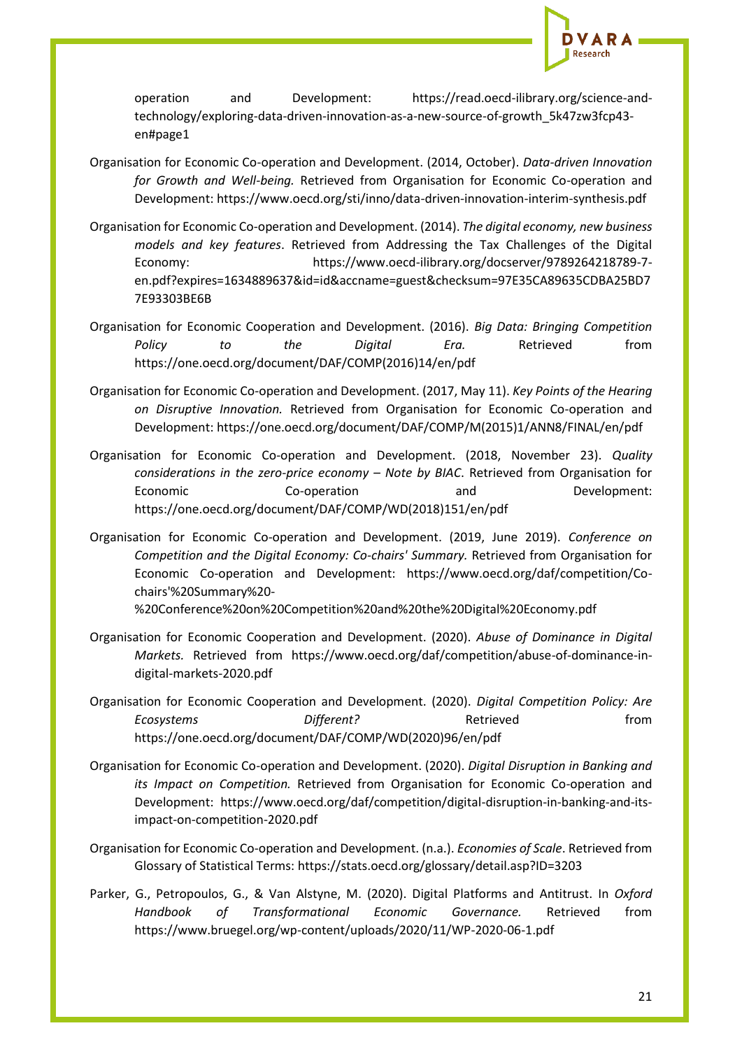operation and Development: https://read.oecd-ilibrary.org/science-and-technology/exploring-data-driven-innovation-as-a-new-source-of-growth_5k47zw3fcp43-en#page1

Organisation for Economic Co-operation and Development. (2014, October). *Data-driven Innovation for Growth and Well-being.* Retrieved from Organisation for Economic Co-operation and Development: https://www.oecd.org/sti/inno/data-driven-innovation-interim-synthesis.pdf

Organisation for Economic Co-operation and Development. (2014). *The digital economy, new business models and key features*. Retrieved from Addressing the Tax Challenges of the Digital Economy: https://www.oecd-ilibrary.org/docserver/9789264218789-7-en.pdf?expires=1634889637&id=id&accname=guest&checksum=97E35CA89635CDBA25BD77E93303BE6B

Organisation for Economic Cooperation and Development. (2016). *Big Data: Bringing Competition Policy to the Digital Era.* Retrieved from https://one.oecd.org/document/DAF/COMP(2016)14/en/pdf

Organisation for Economic Co-operation and Development. (2017, May 11). *Key Points of the Hearing on Disruptive Innovation.* Retrieved from Organisation for Economic Co-operation and Development: https://one.oecd.org/document/DAF/COMP/M(2015)1/ANN8/FINAL/en/pdf

Organisation for Economic Co-operation and Development. (2018, November 23). *Quality considerations in the zero-price economy – Note by BIAC*. Retrieved from Organisation for Economic Co-operation and Development: https://one.oecd.org/document/DAF/COMP/WD(2018)151/en/pdf

Organisation for Economic Co-operation and Development. (2019, June 2019). *Conference on Competition and the Digital Economy: Co-chairs' Summary.* Retrieved from Organisation for Economic Co-operation and Development: https://www.oecd.org/daf/competition/Co-chairs'%20Summary%20-%20Conference%20on%20Competition%20and%20the%20Digital%20Economy.pdf

Organisation for Economic Cooperation and Development. (2020). *Abuse of Dominance in Digital Markets.* Retrieved from https://www.oecd.org/daf/competition/abuse-of-dominance-in-digital-markets-2020.pdf

Organisation for Economic Cooperation and Development. (2020). *Digital Competition Policy: Are Ecosystems Different?* Retrieved from https://one.oecd.org/document/DAF/COMP/WD(2020)96/en/pdf

Organisation for Economic Co-operation and Development. (2020). *Digital Disruption in Banking and its Impact on Competition.* Retrieved from Organisation for Economic Co-operation and Development: https://www.oecd.org/daf/competition/digital-disruption-in-banking-and-its-impact-on-competition-2020.pdf

Organisation for Economic Co-operation and Development. (n.a.). *Economies of Scale*. Retrieved from Glossary of Statistical Terms: https://stats.oecd.org/glossary/detail.asp?ID=3203

Parker, G., Petropoulos, G., & Van Alstyne, M. (2020). Digital Platforms and Antitrust. In *Oxford Handbook of Transformational Economic Governance.* Retrieved from https://www.bruegel.org/wp-content/uploads/2020/11/WP-2020-06-1.pdf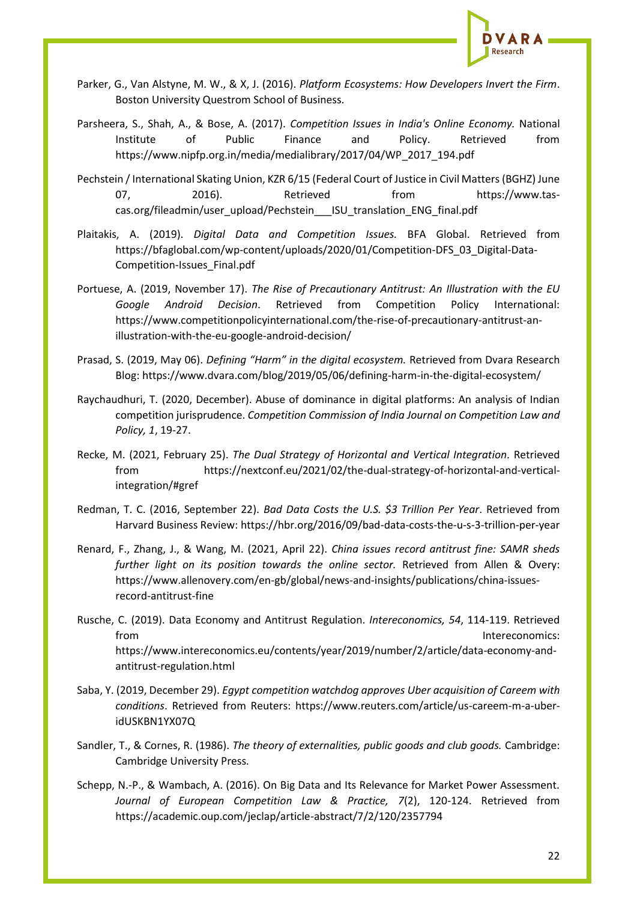Parker, G., Van Alstyne, M. W., & X, J. (2016). *Platform Ecosystems: How Developers Invert the Firm*. Boston University Questrom School of Business.

Parsheera, S., Shah, A., & Bose, A. (2017). *Competition Issues in India's Online Economy.* National Institute of Public Finance and Policy. Retrieved from https://www.nipfp.org.in/media/medialibrary/2017/04/WP_2017_194.pdf

Pechstein / International Skating Union, KZR 6/15 (Federal Court of Justice in Civil Matters (BGHZ) June 07, 2016). Retrieved from https://www.tas-cas.org/fileadmin/user_upload/Pechstein___ISU_translation_ENG_final.pdf

Plaitakis, A. (2019). *Digital Data and Competition Issues.* BFA Global. Retrieved from https://bfaglobal.com/wp-content/uploads/2020/01/Competition-DFS_03_Digital-Data-Competition-Issues_Final.pdf

Portuese, A. (2019, November 17). *The Rise of Precautionary Antitrust: An Illustration with the EU Google Android Decision*. Retrieved from Competition Policy International: https://www.competitionpolicyinternational.com/the-rise-of-precautionary-antitrust-an-illustration-with-the-eu-google-android-decision/

Prasad, S. (2019, May 06). *Defining "Harm" in the digital ecosystem.* Retrieved from Dvara Research Blog: https://www.dvara.com/blog/2019/05/06/defining-harm-in-the-digital-ecosystem/

Raychaudhuri, T. (2020, December). Abuse of dominance in digital platforms: An analysis of Indian competition jurisprudence. *Competition Commission of India Journal on Competition Law and Policy, 1*, 19-27.

Recke, M. (2021, February 25). *The Dual Strategy of Horizontal and Vertical Integration*. Retrieved from https://nextconf.eu/2021/02/the-dual-strategy-of-horizontal-and-vertical-integration/#gref

Redman, T. C. (2016, September 22). *Bad Data Costs the U.S. $3 Trillion Per Year*. Retrieved from Harvard Business Review: https://hbr.org/2016/09/bad-data-costs-the-u-s-3-trillion-per-year

Renard, F., Zhang, J., & Wang, M. (2021, April 22). *China issues record antitrust fine: SAMR sheds further light on its position towards the online sector.* Retrieved from Allen & Overy: https://www.allenovery.com/en-gb/global/news-and-insights/publications/china-issues-record-antitrust-fine

Rusche, C. (2019). Data Economy and Antitrust Regulation. *Intereconomics, 54*, 114-119. Retrieved from Intereconomics: https://www.intereconomics.eu/contents/year/2019/number/2/article/data-economy-and-antitrust-regulation.html

Saba, Y. (2019, December 29). *Egypt competition watchdog approves Uber acquisition of Careem with conditions*. Retrieved from Reuters: https://www.reuters.com/article/us-careem-m-a-uber-idUSKBN1YX07Q

Sandler, T., & Cornes, R. (1986). *The theory of externalities, public goods and club goods.* Cambridge: Cambridge University Press.

Schepp, N.-P., & Wambach, A. (2016). On Big Data and Its Relevance for Market Power Assessment. *Journal of European Competition Law & Practice, 7*(2), 120-124. Retrieved from https://academic.oup.com/jeclap/article-abstract/7/2/120/2357794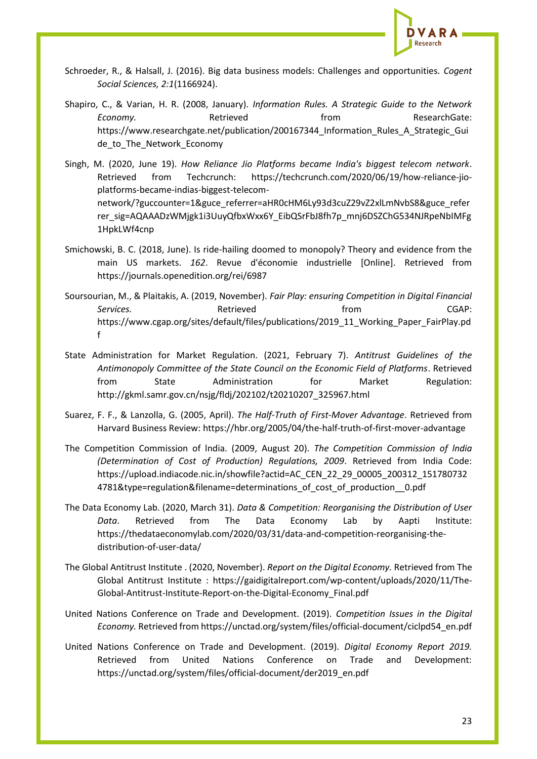Schroeder, R., & Halsall, J. (2016). Big data business models: Challenges and opportunities. *Cogent Social Sciences, 2:1*(1166924).

Shapiro, C., & Varian, H. R. (2008, January). *Information Rules. A Strategic Guide to the Network Economy.* Retrieved from ResearchGate: https://www.researchgate.net/publication/200167344_Information_Rules_A_Strategic_Guide_to_The_Network_Economy

Singh, M. (2020, June 19). *How Reliance Jio Platforms became India's biggest telecom network*. Retrieved from Techcrunch: https://techcrunch.com/2020/06/19/how-reliance-jio-platforms-became-indias-biggest-telecom-network/?guccounter=1&guce_referrer=aHR0cHM6Ly93d3cuZ29vZ2xlLmNvbS8&guce_referrer_sig=AQAAADzWMjgk1i3UuyQfbxWxx6Y_EibQSrFbJ8fh7p_mnj6DSZChG534NJRpeNbIMFg1HpkLWf4cnp

Smichowski, B. C. (2018, June). Is ride-hailing doomed to monopoly? Theory and evidence from the main US markets. *162*. Revue d'économie industrielle [Online]. Retrieved from https://journals.openedition.org/rei/6987

Soursourian, M., & Plaitakis, A. (2019, November). *Fair Play: ensuring Competition in Digital Financial Services.* Retrieved from CGAP: https://www.cgap.org/sites/default/files/publications/2019_11_Working_Paper_FairPlay.pdf

State Administration for Market Regulation. (2021, February 7). *Antitrust Guidelines of the Antimonopoly Committee of the State Council on the Economic Field of Platforms*. Retrieved from State Administration for Market Regulation: http://gkml.samr.gov.cn/nsjg/fldj/202102/t20210207_325967.html

Suarez, F. F., & Lanzolla, G. (2005, April). *The Half-Truth of First-Mover Advantage*. Retrieved from Harvard Business Review: https://hbr.org/2005/04/the-half-truth-of-first-mover-advantage

The Competition Commission of India. (2009, August 20). *The Competition Commission of India (Determination of Cost of Production) Regulations, 2009*. Retrieved from India Code: https://upload.indiacode.nic.in/showfile?actid=AC_CEN_22_29_00005_200312_1517807324781&type=regulation&filename=determinations_of_cost_of_production__0.pdf

The Data Economy Lab. (2020, March 31). *Data & Competition: Reorganising the Distribution of User Data*. Retrieved from The Data Economy Lab by Aapti Institute: https://thedataeconomylab.com/2020/03/31/data-and-competition-reorganising-the-distribution-of-user-data/

The Global Antitrust Institute . (2020, November). *Report on the Digital Economy.* Retrieved from The Global Antitrust Institute : https://gaidigitalreport.com/wp-content/uploads/2020/11/The-Global-Antitrust-Institute-Report-on-the-Digital-Economy_Final.pdf

United Nations Conference on Trade and Development. (2019). *Competition Issues in the Digital Economy.* Retrieved from https://unctad.org/system/files/official-document/ciclpd54_en.pdf

United Nations Conference on Trade and Development. (2019). *Digital Economy Report 2019.* Retrieved from United Nations Conference on Trade and Development: https://unctad.org/system/files/official-document/der2019_en.pdf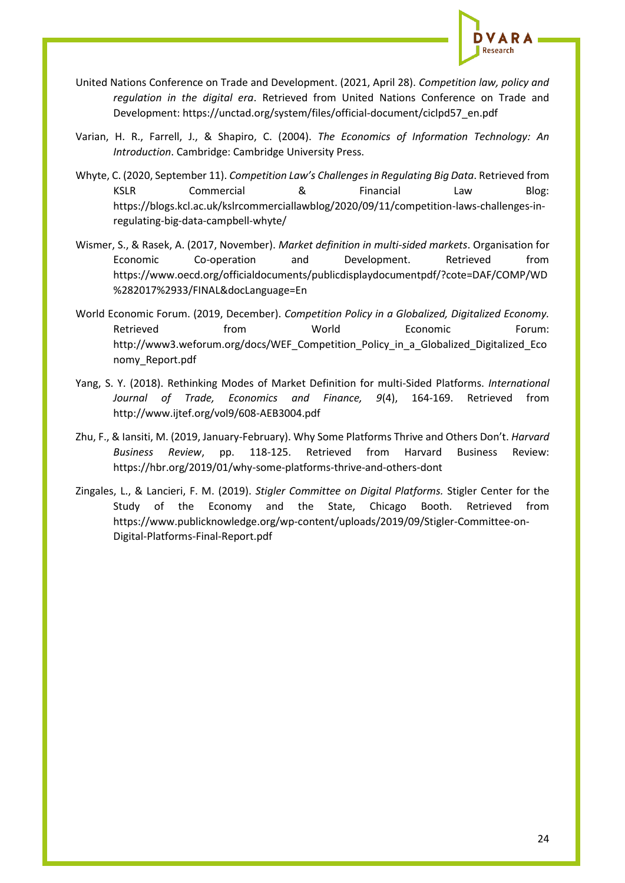United Nations Conference on Trade and Development. (2021, April 28). *Competition law, policy and regulation in the digital era*. Retrieved from United Nations Conference on Trade and Development: https://unctad.org/system/files/official-document/ciclpd57_en.pdf

Varian, H. R., Farrell, J., & Shapiro, C. (2004). *The Economics of Information Technology: An Introduction*. Cambridge: Cambridge University Press.

Whyte, C. (2020, September 11). *Competition Law's Challenges in Regulating Big Data*. Retrieved from KSLR Commercial & Financial Law Blog: https://blogs.kcl.ac.uk/kslrcommerciallawblog/2020/09/11/competition-laws-challenges-in-regulating-big-data-campbell-whyte/

Wismer, S., & Rasek, A. (2017, November). *Market definition in multi-sided markets*. Organisation for Economic Co-operation and Development. Retrieved from https://www.oecd.org/officialdocuments/publicdisplaydocumentpdf/?cote=DAF/COMP/WD%282017%2933/FINAL&docLanguage=En

World Economic Forum. (2019, December). *Competition Policy in a Globalized, Digitalized Economy.* Retrieved from World Economic Forum: http://www3.weforum.org/docs/WEF_Competition_Policy_in_a_Globalized_Digitalized_Economy_Report.pdf

Yang, S. Y. (2018). Rethinking Modes of Market Definition for multi-Sided Platforms. *International Journal of Trade, Economics and Finance, 9*(4), 164-169. Retrieved from http://www.ijtef.org/vol9/608-AEB3004.pdf

Zhu, F., & Iansiti, M. (2019, January-February). Why Some Platforms Thrive and Others Don't. *Harvard Business Review*, pp. 118-125. Retrieved from Harvard Business Review: https://hbr.org/2019/01/why-some-platforms-thrive-and-others-dont

Zingales, L., & Lancieri, F. M. (2019). *Stigler Committee on Digital Platforms.* Stigler Center for the Study of the Economy and the State, Chicago Booth. Retrieved from https://www.publicknowledge.org/wp-content/uploads/2019/09/Stigler-Committee-on-Digital-Platforms-Final-Report.pdf